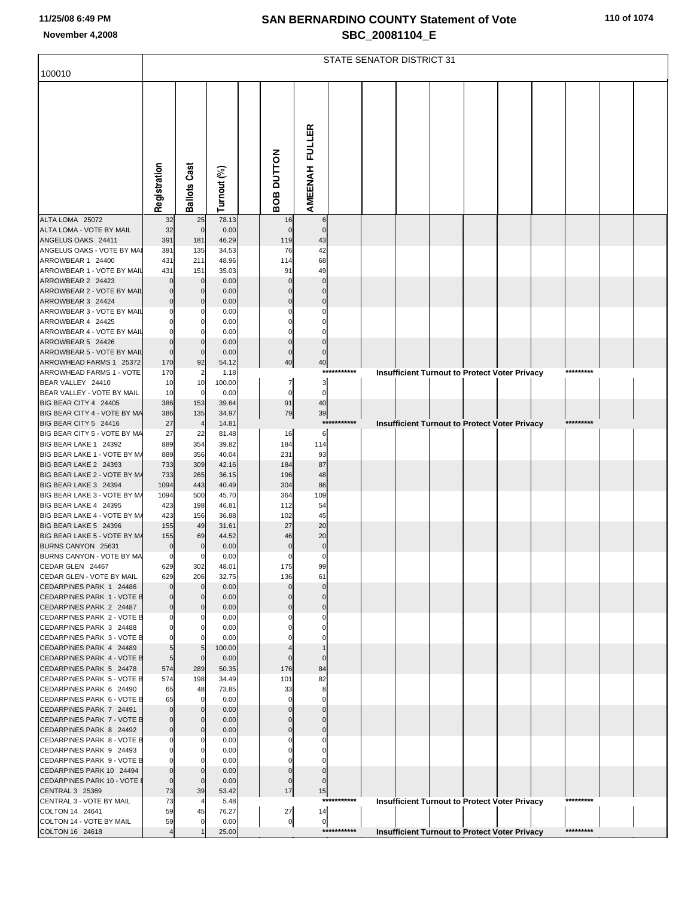# SAN BERNARDINO COUNTY Statement of Vote

## SBC_20081104_E

November 4,2008

STATE SENATOR DISTRICT 31

100010

| | Registration | Ballots Cast | Turnout (%) | BOB DUTTON | AMEENAH FULLER |
|---|---|---|---|---|---|
| ALTA LOMA 25072 | 32 | 25 | 78.13 | 16 | 6 |
| ALTA LOMA - VOTE BY MAIL | 32 | 0 | 0.00 | 0 | 0 |
| ANGELUS OAKS 24411 | 391 | 181 | 46.29 | 119 | 43 |
| ANGELUS OAKS - VOTE BY MAI | 391 | 135 | 34.53 | 76 | 42 |
| ARROWBEAR 1 24400 | 431 | 211 | 48.96 | 114 | 68 |
| ARROWBEAR 1 - VOTE BY MAIL | 431 | 151 | 35.03 | 91 | 49 |
| ARROWBEAR 2 24423 | 0 | 0 | 0.00 | 0 | 0 |
| ARROWBEAR 2 - VOTE BY MAIL | 0 | 0 | 0.00 | 0 | 0 |
| ARROWBEAR 3 24424 | 0 | 0 | 0.00 | 0 | 0 |
| ARROWBEAR 3 - VOTE BY MAIL | 0 | 0 | 0.00 | 0 | 0 |
| ARROWBEAR 4 24425 | 0 | 0 | 0.00 | 0 | 0 |
| ARROWBEAR 4 - VOTE BY MAIL | 0 | 0 | 0.00 | 0 | 0 |
| ARROWBEAR 5 24426 | 0 | 0 | 0.00 | 0 | 0 |
| ARROWBEAR 5 - VOTE BY MAIL | 0 | 0 | 0.00 | 0 | 0 |
| ARROWHEAD FARMS 1 25372 | 170 | 92 | 54.12 | 40 | 40 |
| ARROWHEAD FARMS 1 - VOTE | 170 | 2 | 1.18 | *********** Insufficient Turnout to Protect Voter Privacy ********* | |
| BEAR VALLEY 24410 | 10 | 10 | 100.00 | 7 | 3 |
| BEAR VALLEY - VOTE BY MAIL | 10 | 0 | 0.00 | 0 | 0 |
| BIG BEAR CITY 4 24405 | 386 | 153 | 39.64 | 91 | 40 |
| BIG BEAR CITY 4 - VOTE BY MA | 386 | 135 | 34.97 | 79 | 39 |
| BIG BEAR CITY 5 24416 | 27 | 4 | 14.81 | *********** Insufficient Turnout to Protect Voter Privacy ********* | |
| BIG BEAR CITY 5 - VOTE BY MA | 27 | 22 | 81.48 | 16 | 6 |
| BIG BEAR LAKE 1 24392 | 889 | 354 | 39.82 | 184 | 114 |
| BIG BEAR LAKE 1 - VOTE BY MA | 889 | 356 | 40.04 | 231 | 93 |
| BIG BEAR LAKE 2 24393 | 733 | 309 | 42.16 | 184 | 87 |
| BIG BEAR LAKE 2 - VOTE BY MA | 733 | 265 | 36.15 | 196 | 48 |
| BIG BEAR LAKE 3 24394 | 1094 | 443 | 40.49 | 304 | 86 |
| BIG BEAR LAKE 3 - VOTE BY MA | 1094 | 500 | 45.70 | 364 | 109 |
| BIG BEAR LAKE 4 24395 | 423 | 198 | 46.81 | 112 | 54 |
| BIG BEAR LAKE 4 - VOTE BY MA | 423 | 156 | 36.88 | 102 | 45 |
| BIG BEAR LAKE 5 24396 | 155 | 49 | 31.61 | 27 | 20 |
| BIG BEAR LAKE 5 - VOTE BY MA | 155 | 69 | 44.52 | 46 | 20 |
| BURNS CANYON 25631 | 0 | 0 | 0.00 | 0 | 0 |
| BURNS CANYON - VOTE BY MA | 0 | 0 | 0.00 | 0 | 0 |
| CEDAR GLEN 24467 | 629 | 302 | 48.01 | 175 | 99 |
| CEDAR GLEN - VOTE BY MAIL | 629 | 206 | 32.75 | 136 | 61 |
| CEDARPINES PARK 1 24486 | 0 | 0 | 0.00 | 0 | 0 |
| CEDARPINES PARK 1 - VOTE B | 0 | 0 | 0.00 | 0 | 0 |
| CEDARPINES PARK 2 24487 | 0 | 0 | 0.00 | 0 | 0 |
| CEDARPINES PARK 2 - VOTE B | 0 | 0 | 0.00 | 0 | 0 |
| CEDARPINES PARK 3 24488 | 0 | 0 | 0.00 | 0 | 0 |
| CEDARPINES PARK 3 - VOTE B | 0 | 0 | 0.00 | 0 | 0 |
| CEDARPINES PARK 4 24489 | 5 | 5 | 100.00 | 4 | 1 |
| CEDARPINES PARK 4 - VOTE B | 5 | 0 | 0.00 | 0 | 0 |
| CEDARPINES PARK 5 24478 | 574 | 289 | 50.35 | 176 | 84 |
| CEDARPINES PARK 5 - VOTE B | 574 | 198 | 34.49 | 101 | 82 |
| CEDARPINES PARK 6 24490 | 65 | 48 | 73.85 | 33 | 8 |
| CEDARPINES PARK 6 - VOTE B | 65 | 0 | 0.00 | 0 | 0 |
| CEDARPINES PARK 7 24491 | 0 | 0 | 0.00 | 0 | 0 |
| CEDARPINES PARK 7 - VOTE B | 0 | 0 | 0.00 | 0 | 0 |
| CEDARPINES PARK 8 24492 | 0 | 0 | 0.00 | 0 | 0 |
| CEDARPINES PARK 8 - VOTE B | 0 | 0 | 0.00 | 0 | 0 |
| CEDARPINES PARK 9 24493 | 0 | 0 | 0.00 | 0 | 0 |
| CEDARPINES PARK 9 - VOTE B | 0 | 0 | 0.00 | 0 | 0 |
| CEDARPINES PARK 10 24494 | 0 | 0 | 0.00 | 0 | 0 |
| CEDARPINES PARK 10 - VOTE E | 0 | 0 | 0.00 | 0 | 0 |
| CENTRAL 3 25369 | 73 | 39 | 53.42 | 17 | 15 |
| CENTRAL 3 - VOTE BY MAIL | 73 | 4 | 5.48 | *********** Insufficient Turnout to Protect Voter Privacy ********* | |
| COLTON 14 24641 | 59 | 45 | 76.27 | 27 | 14 |
| COLTON 14 - VOTE BY MAIL | 59 | 0 | 0.00 | 0 | 0 |
| COLTON 16 24618 | 4 | 1 | 25.00 | *********** Insufficient Turnout to Protect Voter Privacy ********* | |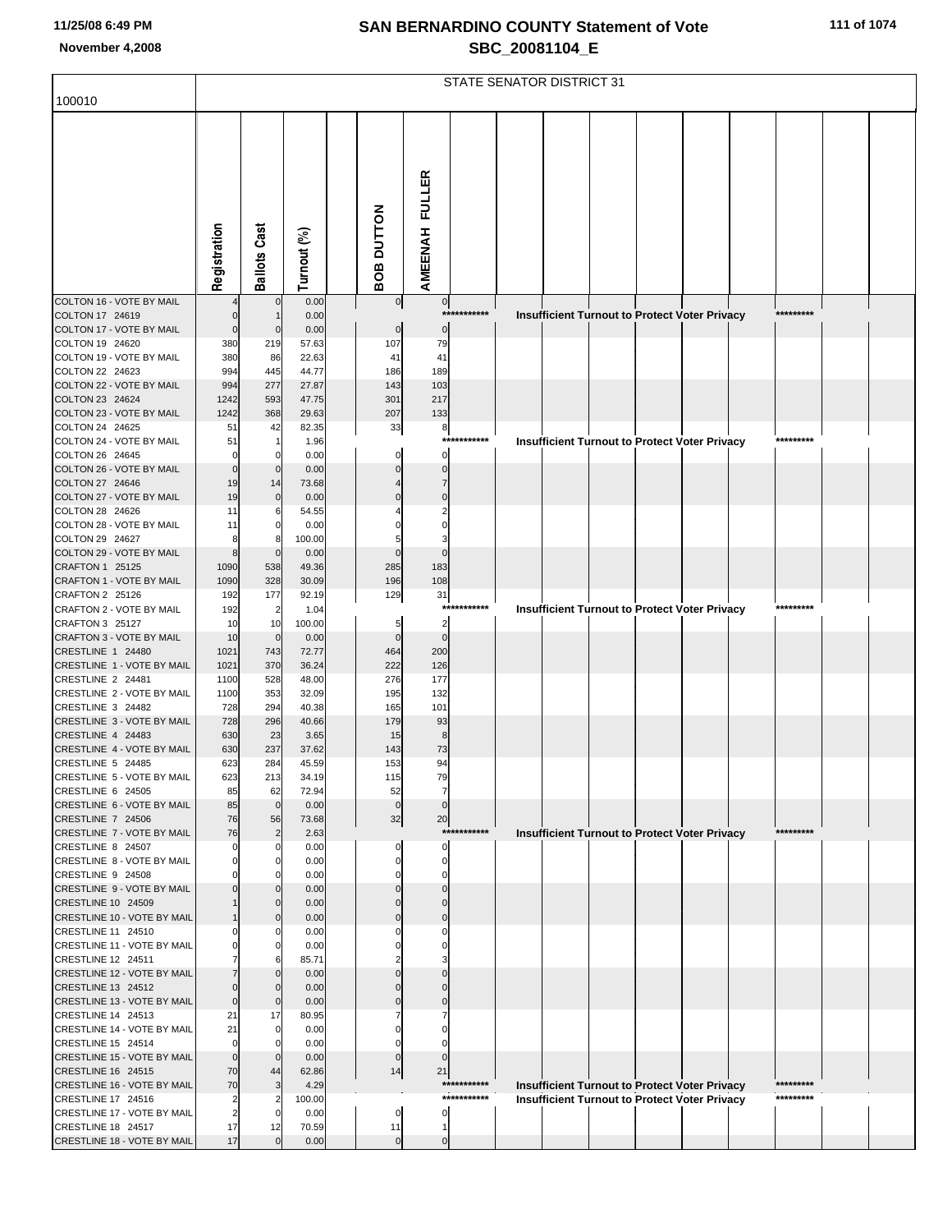# SAN BERNARDINO COUNTY Statement of Vote

## SBC_20081104_E

November 4,2008

100010

STATE SENATOR DISTRICT 31

| | Registration | Ballots Cast | Turnout (%) | | BOB DUTTON | AMEENAH FULLER | | | | | | | | | |
|---|---|---|---|---|---|---|---|---|---|---|---|---|---|---|---|
| COLTON 16 - VOTE BY MAIL | 4 | 0 | 0.00 | | 0 | 0 | | | | | | | | | |
| COLTON 17 24619 | 0 | 1 | 0.00 | | | *********** | Insufficient Turnout to Protect Voter Privacy | | | | | | | ********* | |
| COLTON 17 - VOTE BY MAIL | 0 | 0 | 0.00 | | 0 | 0 | | | | | | | | | |
| COLTON 19 24620 | 380 | 219 | 57.63 | | 107 | 79 | | | | | | | | | |
| COLTON 19 - VOTE BY MAIL | 380 | 86 | 22.63 | | 41 | 41 | | | | | | | | | |
| COLTON 22 24623 | 994 | 445 | 44.77 | | 186 | 189 | | | | | | | | | |
| COLTON 22 - VOTE BY MAIL | 994 | 277 | 27.87 | | 143 | 103 | | | | | | | | | |
| COLTON 23 24624 | 1242 | 593 | 47.75 | | 301 | 217 | | | | | | | | | |
| COLTON 23 - VOTE BY MAIL | 1242 | 368 | 29.63 | | 207 | 133 | | | | | | | | | |
| COLTON 24 24625 | 51 | 42 | 82.35 | | 33 | 8 | | | | | | | | | |
| COLTON 24 - VOTE BY MAIL | 51 | 1 | 1.96 | | | *********** | Insufficient Turnout to Protect Voter Privacy | | | | | | | ********* | |
| COLTON 26 24645 | 0 | 0 | 0.00 | | 0 | 0 | | | | | | | | | |
| COLTON 26 - VOTE BY MAIL | 0 | 0 | 0.00 | | 0 | 0 | | | | | | | | | |
| COLTON 27 24646 | 19 | 14 | 73.68 | | 4 | 7 | | | | | | | | | |
| COLTON 27 - VOTE BY MAIL | 19 | 0 | 0.00 | | 0 | 0 | | | | | | | | | |
| COLTON 28 24626 | 11 | 6 | 54.55 | | 4 | 2 | | | | | | | | | |
| COLTON 28 - VOTE BY MAIL | 11 | 0 | 0.00 | | 0 | 0 | | | | | | | | | |
| COLTON 29 24627 | 8 | 8 | 100.00 | | 5 | 3 | | | | | | | | | |
| COLTON 29 - VOTE BY MAIL | 8 | 0 | 0.00 | | 0 | 0 | | | | | | | | | |
| CRAFTON 1 25125 | 1090 | 538 | 49.36 | | 285 | 183 | | | | | | | | | |
| CRAFTON 1 - VOTE BY MAIL | 1090 | 328 | 30.09 | | 196 | 108 | | | | | | | | | |
| CRAFTON 2 25126 | 192 | 177 | 92.19 | | 129 | 31 | | | | | | | | | |
| CRAFTON 2 - VOTE BY MAIL | 192 | 2 | 1.04 | | | *********** | Insufficient Turnout to Protect Voter Privacy | | | | | | | ********* | |
| CRAFTON 3 25127 | 10 | 10 | 100.00 | | 5 | 2 | | | | | | | | | |
| CRAFTON 3 - VOTE BY MAIL | 10 | 0 | 0.00 | | 0 | 0 | | | | | | | | | |
| CRESTLINE 1 24480 | 1021 | 743 | 72.77 | | 464 | 200 | | | | | | | | | |
| CRESTLINE 1 - VOTE BY MAIL | 1021 | 370 | 36.24 | | 222 | 126 | | | | | | | | | |
| CRESTLINE 2 24481 | 1100 | 528 | 48.00 | | 276 | 177 | | | | | | | | | |
| CRESTLINE 2 - VOTE BY MAIL | 1100 | 353 | 32.09 | | 195 | 132 | | | | | | | | | |
| CRESTLINE 3 24482 | 728 | 294 | 40.38 | | 165 | 101 | | | | | | | | | |
| CRESTLINE 3 - VOTE BY MAIL | 728 | 296 | 40.66 | | 179 | 93 | | | | | | | | | |
| CRESTLINE 4 24483 | 630 | 23 | 3.65 | | 15 | 8 | | | | | | | | | |
| CRESTLINE 4 - VOTE BY MAIL | 630 | 237 | 37.62 | | 143 | 73 | | | | | | | | | |
| CRESTLINE 5 24485 | 623 | 284 | 45.59 | | 153 | 94 | | | | | | | | | |
| CRESTLINE 5 - VOTE BY MAIL | 623 | 213 | 34.19 | | 115 | 79 | | | | | | | | | |
| CRESTLINE 6 24505 | 85 | 62 | 72.94 | | 52 | 7 | | | | | | | | | |
| CRESTLINE 6 - VOTE BY MAIL | 85 | 0 | 0.00 | | 0 | 0 | | | | | | | | | |
| CRESTLINE 7 24506 | 76 | 56 | 73.68 | | 32 | 20 | | | | | | | | | |
| CRESTLINE 7 - VOTE BY MAIL | 76 | 2 | 2.63 | | | *********** | Insufficient Turnout to Protect Voter Privacy | | | | | | | ********* | |
| CRESTLINE 8 24507 | 0 | 0 | 0.00 | | 0 | 0 | | | | | | | | | |
| CRESTLINE 8 - VOTE BY MAIL | 0 | 0 | 0.00 | | 0 | 0 | | | | | | | | | |
| CRESTLINE 9 24508 | 0 | 0 | 0.00 | | 0 | 0 | | | | | | | | | |
| CRESTLINE 9 - VOTE BY MAIL | 0 | 0 | 0.00 | | 0 | 0 | | | | | | | | | |
| CRESTLINE 10 24509 | 1 | 0 | 0.00 | | 0 | 0 | | | | | | | | | |
| CRESTLINE 10 - VOTE BY MAIL | 1 | 0 | 0.00 | | 0 | 0 | | | | | | | | | |
| CRESTLINE 11 24510 | 0 | 0 | 0.00 | | 0 | 0 | | | | | | | | | |
| CRESTLINE 11 - VOTE BY MAIL | 0 | 0 | 0.00 | | 0 | 0 | | | | | | | | | |
| CRESTLINE 12 24511 | 7 | 6 | 85.71 | | 2 | 3 | | | | | | | | | |
| CRESTLINE 12 - VOTE BY MAIL | 7 | 0 | 0.00 | | 0 | 0 | | | | | | | | | |
| CRESTLINE 13 24512 | 0 | 0 | 0.00 | | 0 | 0 | | | | | | | | | |
| CRESTLINE 13 - VOTE BY MAIL | 0 | 0 | 0.00 | | 0 | 0 | | | | | | | | | |
| CRESTLINE 14 24513 | 21 | 17 | 80.95 | | 7 | 7 | | | | | | | | | |
| CRESTLINE 14 - VOTE BY MAIL | 21 | 0 | 0.00 | | 0 | 0 | | | | | | | | | |
| CRESTLINE 15 24514 | 0 | 0 | 0.00 | | 0 | 0 | | | | | | | | | |
| CRESTLINE 15 - VOTE BY MAIL | 0 | 0 | 0.00 | | 0 | 0 | | | | | | | | | |
| CRESTLINE 16 24515 | 70 | 44 | 62.86 | | 14 | 21 | | | | | | | | | |
| CRESTLINE 16 - VOTE BY MAIL | 70 | 3 | 4.29 | | | *********** | Insufficient Turnout to Protect Voter Privacy | | | | | | | ********* | |
| CRESTLINE 17 24516 | 2 | 2 | 100.00 | | | *********** | Insufficient Turnout to Protect Voter Privacy | | | | | | | ********* | |
| CRESTLINE 17 - VOTE BY MAIL | 2 | 0 | 0.00 | | 0 | 0 | | | | | | | | | |
| CRESTLINE 18 24517 | 17 | 12 | 70.59 | | 11 | 1 | | | | | | | | | |
| CRESTLINE 18 - VOTE BY MAIL | 17 | 0 | 0.00 | | 0 | 0 | | | | | | | | | |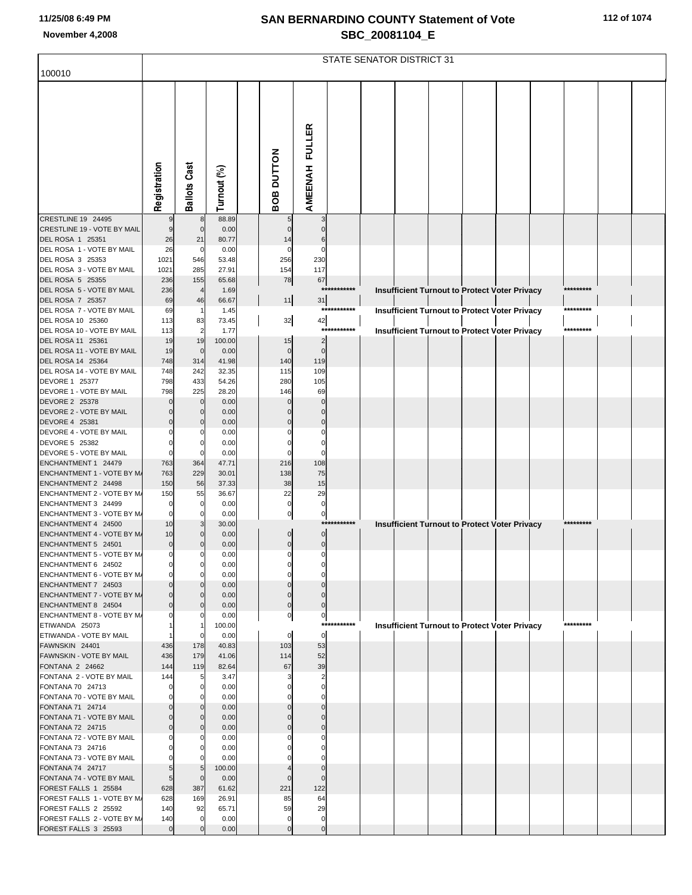# SAN BERNARDINO COUNTY Statement of Vote
## SBC_20081104_E

November 4,2008

100010

STATE SENATOR DISTRICT 31

| | Registration | Ballots Cast | Turnout (%) | BOB DUTTON | AMEENAH FULLER |
|---|---|---|---|---|---|
| CRESTLINE 19 24495 | 9 | 8 | 88.89 | 5 | 3 |
| CRESTLINE 19 - VOTE BY MAIL | 9 | 0 | 0.00 | 0 | 0 |
| DEL ROSA 1 25351 | 26 | 21 | 80.77 | 14 | 6 |
| DEL ROSA 1 - VOTE BY MAIL | 26 | 0 | 0.00 | 0 | 0 |
| DEL ROSA 3 25353 | 1021 | 546 | 53.48 | 256 | 230 |
| DEL ROSA 3 - VOTE BY MAIL | 1021 | 285 | 27.91 | 154 | 117 |
| DEL ROSA 5 25355 | 236 | 155 | 65.68 | 78 | 67 |
| DEL ROSA 5 - VOTE BY MAIL | 236 | 4 | 1.69 | *********** Insufficient Turnout to Protect Voter Privacy ********* | |
| DEL ROSA 7 25357 | 69 | 46 | 66.67 | 11 | 31 |
| DEL ROSA 7 - VOTE BY MAIL | 69 | 1 | 1.45 | *********** Insufficient Turnout to Protect Voter Privacy ********* | |
| DEL ROSA 10 25360 | 113 | 83 | 73.45 | 32 | 42 |
| DEL ROSA 10 - VOTE BY MAIL | 113 | 2 | 1.77 | *********** Insufficient Turnout to Protect Voter Privacy ********* | |
| DEL ROSA 11 25361 | 19 | 19 | 100.00 | 15 | 2 |
| DEL ROSA 11 - VOTE BY MAIL | 19 | 0 | 0.00 | 0 | 0 |
| DEL ROSA 14 25364 | 748 | 314 | 41.98 | 140 | 119 |
| DEL ROSA 14 - VOTE BY MAIL | 748 | 242 | 32.35 | 115 | 109 |
| DEVORE 1 25377 | 798 | 433 | 54.26 | 280 | 105 |
| DEVORE 1 - VOTE BY MAIL | 798 | 225 | 28.20 | 146 | 69 |
| DEVORE 2 25378 | 0 | 0 | 0.00 | 0 | 0 |
| DEVORE 2 - VOTE BY MAIL | 0 | 0 | 0.00 | 0 | 0 |
| DEVORE 4 25381 | 0 | 0 | 0.00 | 0 | 0 |
| DEVORE 4 - VOTE BY MAIL | 0 | 0 | 0.00 | 0 | 0 |
| DEVORE 5 25382 | 0 | 0 | 0.00 | 0 | 0 |
| DEVORE 5 - VOTE BY MAIL | 0 | 0 | 0.00 | 0 | 0 |
| ENCHANTMENT 1 24479 | 763 | 364 | 47.71 | 216 | 108 |
| ENCHANTMENT 1 - VOTE BY MA | 763 | 229 | 30.01 | 138 | 75 |
| ENCHANTMENT 2 24498 | 150 | 56 | 37.33 | 38 | 15 |
| ENCHANTMENT 2 - VOTE BY MA | 150 | 55 | 36.67 | 22 | 29 |
| ENCHANTMENT 3 24499 | 0 | 0 | 0.00 | 0 | 0 |
| ENCHANTMENT 3 - VOTE BY MA | 0 | 0 | 0.00 | 0 | 0 |
| ENCHANTMENT 4 24500 | 10 | 3 | 30.00 | *********** Insufficient Turnout to Protect Voter Privacy ********* | |
| ENCHANTMENT 4 - VOTE BY MA | 10 | 0 | 0.00 | 0 | 0 |
| ENCHANTMENT 5 24501 | 0 | 0 | 0.00 | 0 | 0 |
| ENCHANTMENT 5 - VOTE BY MA | 0 | 0 | 0.00 | 0 | 0 |
| ENCHANTMENT 6 24502 | 0 | 0 | 0.00 | 0 | 0 |
| ENCHANTMENT 6 - VOTE BY MA | 0 | 0 | 0.00 | 0 | 0 |
| ENCHANTMENT 7 24503 | 0 | 0 | 0.00 | 0 | 0 |
| ENCHANTMENT 7 - VOTE BY MA | 0 | 0 | 0.00 | 0 | 0 |
| ENCHANTMENT 8 24504 | 0 | 0 | 0.00 | 0 | 0 |
| ENCHANTMENT 8 - VOTE BY MA | 0 | 0 | 0.00 | 0 | 0 |
| ETIWANDA 25073 | 1 | 1 | 100.00 | *********** Insufficient Turnout to Protect Voter Privacy ********* | |
| ETIWANDA - VOTE BY MAIL | 1 | 0 | 0.00 | 0 | 0 |
| FAWNSKIN 24401 | 436 | 178 | 40.83 | 103 | 53 |
| FAWNSKIN - VOTE BY MAIL | 436 | 179 | 41.06 | 114 | 52 |
| FONTANA 2 24662 | 144 | 119 | 82.64 | 67 | 39 |
| FONTANA 2 - VOTE BY MAIL | 144 | 5 | 3.47 | 3 | 2 |
| FONTANA 70 24713 | 0 | 0 | 0.00 | 0 | 0 |
| FONTANA 70 - VOTE BY MAIL | 0 | 0 | 0.00 | 0 | 0 |
| FONTANA 71 24714 | 0 | 0 | 0.00 | 0 | 0 |
| FONTANA 71 - VOTE BY MAIL | 0 | 0 | 0.00 | 0 | 0 |
| FONTANA 72 24715 | 0 | 0 | 0.00 | 0 | 0 |
| FONTANA 72 - VOTE BY MAIL | 0 | 0 | 0.00 | 0 | 0 |
| FONTANA 73 24716 | 0 | 0 | 0.00 | 0 | 0 |
| FONTANA 73 - VOTE BY MAIL | 0 | 0 | 0.00 | 0 | 0 |
| FONTANA 74 24717 | 5 | 5 | 100.00 | 4 | 0 |
| FONTANA 74 - VOTE BY MAIL | 5 | 0 | 0.00 | 0 | 0 |
| FOREST FALLS 1 25584 | 628 | 387 | 61.62 | 221 | 122 |
| FOREST FALLS 1 - VOTE BY MA | 628 | 169 | 26.91 | 85 | 64 |
| FOREST FALLS 2 25592 | 140 | 92 | 65.71 | 59 | 29 |
| FOREST FALLS 2 - VOTE BY MA | 140 | 0 | 0.00 | 0 | 0 |
| FOREST FALLS 3 25593 | 0 | 0 | 0.00 | 0 | 0 |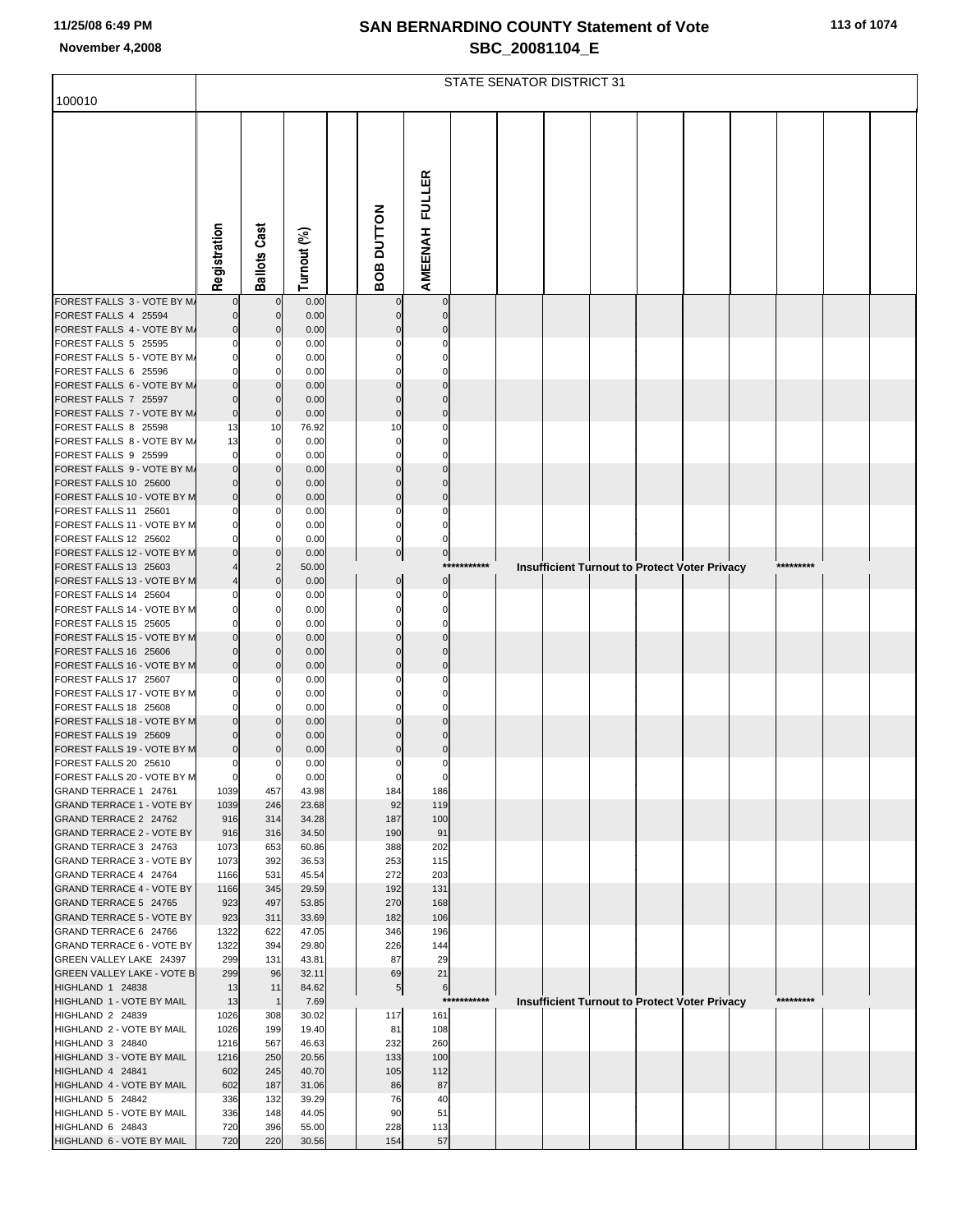# SAN BERNARDINO COUNTY Statement of Vote
## SBC_20081104_E

11/25/08 6:49 PM
November 4,2008

100010

| | STATE SENATOR DISTRICT 31 | | | | | | | | | | | | | | |
|---|---|---|---|---|---|---|---|---|---|---|---|---|---|---|---|
| | Registration | Ballots Cast | Turnout (%) | | BOB DUTTON | AMEENAH FULLER | | | | | | | | | |
| FOREST FALLS 3 - VOTE BY MA | 0 | 0 | 0.00 | | 0 | 0 | | | | | | | | | |
| FOREST FALLS 4 25594 | 0 | 0 | 0.00 | | 0 | 0 | | | | | | | | | |
| FOREST FALLS 4 - VOTE BY MA | 0 | 0 | 0.00 | | 0 | 0 | | | | | | | | | |
| FOREST FALLS 5 25595 | 0 | 0 | 0.00 | | 0 | 0 | | | | | | | | | |
| FOREST FALLS 5 - VOTE BY MA | 0 | 0 | 0.00 | | 0 | 0 | | | | | | | | | |
| FOREST FALLS 6 25596 | 0 | 0 | 0.00 | | 0 | 0 | | | | | | | | | |
| FOREST FALLS 6 - VOTE BY MA | 0 | 0 | 0.00 | | 0 | 0 | | | | | | | | | |
| FOREST FALLS 7 25597 | 0 | 0 | 0.00 | | 0 | 0 | | | | | | | | | |
| FOREST FALLS 7 - VOTE BY MA | 0 | 0 | 0.00 | | 0 | 0 | | | | | | | | | |
| FOREST FALLS 8 25598 | 13 | 10 | 76.92 | | 10 | 0 | | | | | | | | | |
| FOREST FALLS 8 - VOTE BY MA | 13 | 0 | 0.00 | | 0 | 0 | | | | | | | | | |
| FOREST FALLS 9 25599 | 0 | 0 | 0.00 | | 0 | 0 | | | | | | | | | |
| FOREST FALLS 9 - VOTE BY MA | 0 | 0 | 0.00 | | 0 | 0 | | | | | | | | | |
| FOREST FALLS 10 25600 | 0 | 0 | 0.00 | | 0 | 0 | | | | | | | | | |
| FOREST FALLS 10 - VOTE BY M | 0 | 0 | 0.00 | | 0 | 0 | | | | | | | | | |
| FOREST FALLS 11 25601 | 0 | 0 | 0.00 | | 0 | 0 | | | | | | | | | |
| FOREST FALLS 11 - VOTE BY M | 0 | 0 | 0.00 | | 0 | 0 | | | | | | | | | |
| FOREST FALLS 12 25602 | 0 | 0 | 0.00 | | 0 | 0 | | | | | | | | | |
| FOREST FALLS 12 - VOTE BY M | 0 | 0 | 0.00 | | 0 | 0 | | | | | | | | | |
| FOREST FALLS 13 25603 | 4 | 2 | 50.00 | | | | *********** | Insufficient Turnout to Protect Voter Privacy | | | | | | ********* | |
| FOREST FALLS 13 - VOTE BY M | 4 | 0 | 0.00 | | 0 | 0 | | | | | | | | | |
| FOREST FALLS 14 25604 | 0 | 0 | 0.00 | | 0 | 0 | | | | | | | | | |
| FOREST FALLS 14 - VOTE BY M | 0 | 0 | 0.00 | | 0 | 0 | | | | | | | | | |
| FOREST FALLS 15 25605 | 0 | 0 | 0.00 | | 0 | 0 | | | | | | | | | |
| FOREST FALLS 15 - VOTE BY M | 0 | 0 | 0.00 | | 0 | 0 | | | | | | | | | |
| FOREST FALLS 16 25606 | 0 | 0 | 0.00 | | 0 | 0 | | | | | | | | | |
| FOREST FALLS 16 - VOTE BY M | 0 | 0 | 0.00 | | 0 | 0 | | | | | | | | | |
| FOREST FALLS 17 25607 | 0 | 0 | 0.00 | | 0 | 0 | | | | | | | | | |
| FOREST FALLS 17 - VOTE BY M | 0 | 0 | 0.00 | | 0 | 0 | | | | | | | | | |
| FOREST FALLS 18 25608 | 0 | 0 | 0.00 | | 0 | 0 | | | | | | | | | |
| FOREST FALLS 18 - VOTE BY M | 0 | 0 | 0.00 | | 0 | 0 | | | | | | | | | |
| FOREST FALLS 19 25609 | 0 | 0 | 0.00 | | 0 | 0 | | | | | | | | | |
| FOREST FALLS 19 - VOTE BY M | 0 | 0 | 0.00 | | 0 | 0 | | | | | | | | | |
| FOREST FALLS 20 25610 | 0 | 0 | 0.00 | | 0 | 0 | | | | | | | | | |
| FOREST FALLS 20 - VOTE BY M | 0 | 0 | 0.00 | | 0 | 0 | | | | | | | | | |
| GRAND TERRACE 1 24761 | 1039 | 457 | 43.98 | | 184 | 186 | | | | | | | | | |
| GRAND TERRACE 1 - VOTE BY | 1039 | 246 | 23.68 | | 92 | 119 | | | | | | | | | |
| GRAND TERRACE 2 24762 | 916 | 314 | 34.28 | | 187 | 100 | | | | | | | | | |
| GRAND TERRACE 2 - VOTE BY | 916 | 316 | 34.50 | | 190 | 91 | | | | | | | | | |
| GRAND TERRACE 3 24763 | 1073 | 653 | 60.86 | | 388 | 202 | | | | | | | | | |
| GRAND TERRACE 3 - VOTE BY | 1073 | 392 | 36.53 | | 253 | 115 | | | | | | | | | |
| GRAND TERRACE 4 24764 | 1166 | 531 | 45.54 | | 272 | 203 | | | | | | | | | |
| GRAND TERRACE 4 - VOTE BY | 1166 | 345 | 29.59 | | 192 | 131 | | | | | | | | | |
| GRAND TERRACE 5 24765 | 923 | 497 | 53.85 | | 270 | 168 | | | | | | | | | |
| GRAND TERRACE 5 - VOTE BY | 923 | 311 | 33.69 | | 182 | 106 | | | | | | | | | |
| GRAND TERRACE 6 24766 | 1322 | 622 | 47.05 | | 346 | 196 | | | | | | | | | |
| GRAND TERRACE 6 - VOTE BY | 1322 | 394 | 29.80 | | 226 | 144 | | | | | | | | | |
| GREEN VALLEY LAKE 24397 | 299 | 131 | 43.81 | | 87 | 29 | | | | | | | | | |
| GREEN VALLEY LAKE - VOTE B | 299 | 96 | 32.11 | | 69 | 21 | | | | | | | | | |
| HIGHLAND 1 24838 | 13 | 11 | 84.62 | | 5 | 6 | | | | | | | | | |
| HIGHLAND 1 - VOTE BY MAIL | 13 | 1 | 7.69 | | | | *********** | Insufficient Turnout to Protect Voter Privacy | | | | | | ********* | |
| HIGHLAND 2 24839 | 1026 | 308 | 30.02 | | 117 | 161 | | | | | | | | | |
| HIGHLAND 2 - VOTE BY MAIL | 1026 | 199 | 19.40 | | 81 | 108 | | | | | | | | | |
| HIGHLAND 3 24840 | 1216 | 567 | 46.63 | | 232 | 260 | | | | | | | | | |
| HIGHLAND 3 - VOTE BY MAIL | 1216 | 250 | 20.56 | | 133 | 100 | | | | | | | | | |
| HIGHLAND 4 24841 | 602 | 245 | 40.70 | | 105 | 112 | | | | | | | | | |
| HIGHLAND 4 - VOTE BY MAIL | 602 | 187 | 31.06 | | 86 | 87 | | | | | | | | | |
| HIGHLAND 5 24842 | 336 | 132 | 39.29 | | 76 | 40 | | | | | | | | | |
| HIGHLAND 5 - VOTE BY MAIL | 336 | 148 | 44.05 | | 90 | 51 | | | | | | | | | |
| HIGHLAND 6 24843 | 720 | 396 | 55.00 | | 228 | 113 | | | | | | | | | |
| HIGHLAND 6 - VOTE BY MAIL | 720 | 220 | 30.56 | | 154 | 57 | | | | | | | | | |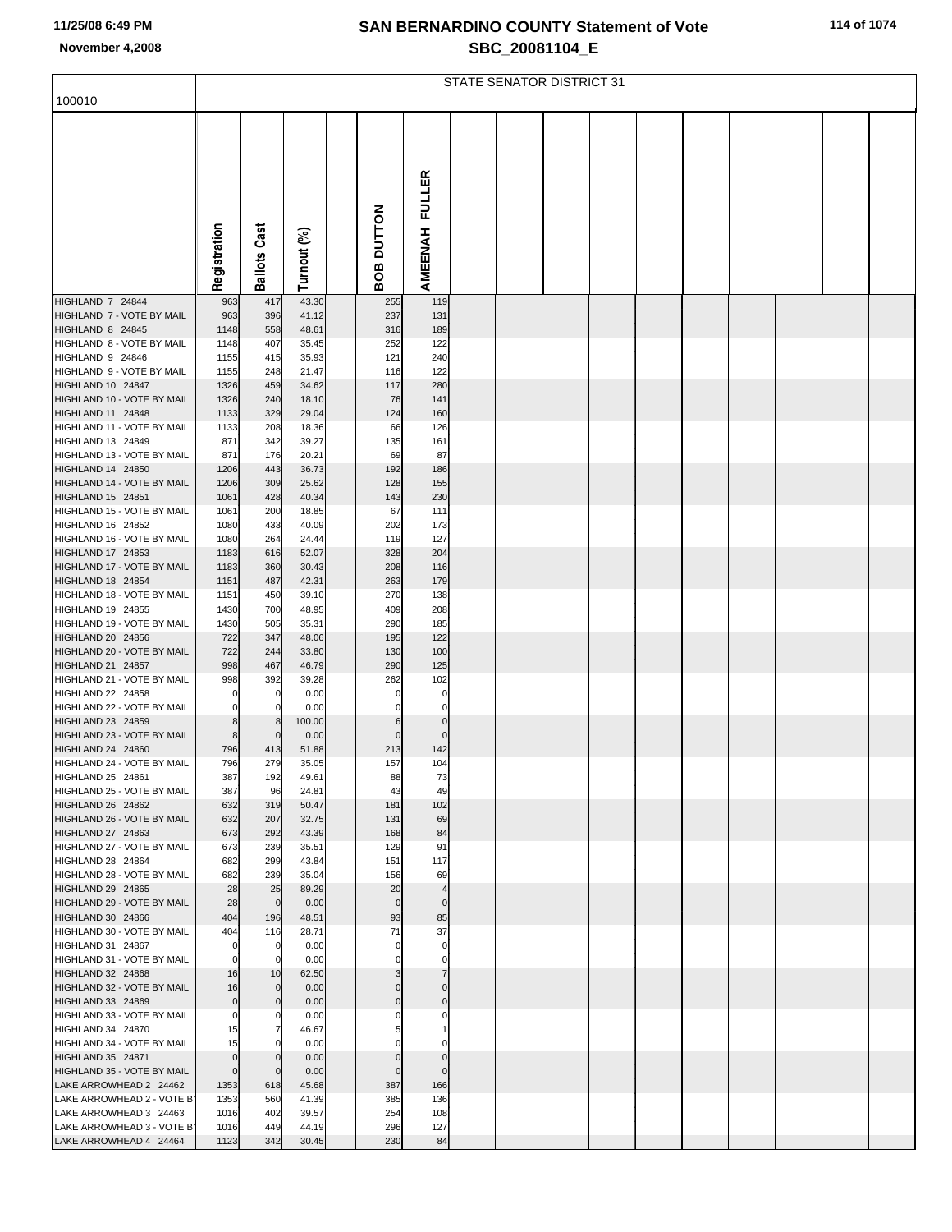# SAN BERNARDINO COUNTY Statement of Vote

## SBC_20081104_E

November 4,2008

| 100010 | STATE SENATOR DISTRICT 31 | | | | | |
|---|---|---|---|---|---|---|
| | Registration | Ballots Cast | Turnout (%) | | BOB DUTTON | AMEENAH FULLER |
| HIGHLAND 7 24844 | 963 | 417 | 43.30 | | 255 | 119 |
| HIGHLAND 7 - VOTE BY MAIL | 963 | 396 | 41.12 | | 237 | 131 |
| HIGHLAND 8 24845 | 1148 | 558 | 48.61 | | 316 | 189 |
| HIGHLAND 8 - VOTE BY MAIL | 1148 | 407 | 35.45 | | 252 | 122 |
| HIGHLAND 9 24846 | 1155 | 415 | 35.93 | | 121 | 240 |
| HIGHLAND 9 - VOTE BY MAIL | 1155 | 248 | 21.47 | | 116 | 122 |
| HIGHLAND 10 24847 | 1326 | 459 | 34.62 | | 117 | 280 |
| HIGHLAND 10 - VOTE BY MAIL | 1326 | 240 | 18.10 | | 76 | 141 |
| HIGHLAND 11 24848 | 1133 | 329 | 29.04 | | 124 | 160 |
| HIGHLAND 11 - VOTE BY MAIL | 1133 | 208 | 18.36 | | 66 | 126 |
| HIGHLAND 13 24849 | 871 | 342 | 39.27 | | 135 | 161 |
| HIGHLAND 13 - VOTE BY MAIL | 871 | 176 | 20.21 | | 69 | 87 |
| HIGHLAND 14 24850 | 1206 | 443 | 36.73 | | 192 | 186 |
| HIGHLAND 14 - VOTE BY MAIL | 1206 | 309 | 25.62 | | 128 | 155 |
| HIGHLAND 15 24851 | 1061 | 428 | 40.34 | | 143 | 230 |
| HIGHLAND 15 - VOTE BY MAIL | 1061 | 200 | 18.85 | | 67 | 111 |
| HIGHLAND 16 24852 | 1080 | 433 | 40.09 | | 202 | 173 |
| HIGHLAND 16 - VOTE BY MAIL | 1080 | 264 | 24.44 | | 119 | 127 |
| HIGHLAND 17 24853 | 1183 | 616 | 52.07 | | 328 | 204 |
| HIGHLAND 17 - VOTE BY MAIL | 1183 | 360 | 30.43 | | 208 | 116 |
| HIGHLAND 18 24854 | 1151 | 487 | 42.31 | | 263 | 179 |
| HIGHLAND 18 - VOTE BY MAIL | 1151 | 450 | 39.10 | | 270 | 138 |
| HIGHLAND 19 24855 | 1430 | 700 | 48.95 | | 409 | 208 |
| HIGHLAND 19 - VOTE BY MAIL | 1430 | 505 | 35.31 | | 290 | 185 |
| HIGHLAND 20 24856 | 722 | 347 | 48.06 | | 195 | 122 |
| HIGHLAND 20 - VOTE BY MAIL | 722 | 244 | 33.80 | | 130 | 100 |
| HIGHLAND 21 24857 | 998 | 467 | 46.79 | | 290 | 125 |
| HIGHLAND 21 - VOTE BY MAIL | 998 | 392 | 39.28 | | 262 | 102 |
| HIGHLAND 22 24858 | 0 | 0 | 0.00 | | 0 | 0 |
| HIGHLAND 22 - VOTE BY MAIL | 0 | 0 | 0.00 | | 0 | 0 |
| HIGHLAND 23 24859 | 8 | 8 | 100.00 | | 6 | 0 |
| HIGHLAND 23 - VOTE BY MAIL | 8 | 0 | 0.00 | | 0 | 0 |
| HIGHLAND 24 24860 | 796 | 413 | 51.88 | | 213 | 142 |
| HIGHLAND 24 - VOTE BY MAIL | 796 | 279 | 35.05 | | 157 | 104 |
| HIGHLAND 25 24861 | 387 | 192 | 49.61 | | 88 | 73 |
| HIGHLAND 25 - VOTE BY MAIL | 387 | 96 | 24.81 | | 43 | 49 |
| HIGHLAND 26 24862 | 632 | 319 | 50.47 | | 181 | 102 |
| HIGHLAND 26 - VOTE BY MAIL | 632 | 207 | 32.75 | | 131 | 69 |
| HIGHLAND 27 24863 | 673 | 292 | 43.39 | | 168 | 84 |
| HIGHLAND 27 - VOTE BY MAIL | 673 | 239 | 35.51 | | 129 | 91 |
| HIGHLAND 28 24864 | 682 | 299 | 43.84 | | 151 | 117 |
| HIGHLAND 28 - VOTE BY MAIL | 682 | 239 | 35.04 | | 156 | 69 |
| HIGHLAND 29 24865 | 28 | 25 | 89.29 | | 20 | 4 |
| HIGHLAND 29 - VOTE BY MAIL | 28 | 0 | 0.00 | | 0 | 0 |
| HIGHLAND 30 24866 | 404 | 196 | 48.51 | | 93 | 85 |
| HIGHLAND 30 - VOTE BY MAIL | 404 | 116 | 28.71 | | 71 | 37 |
| HIGHLAND 31 24867 | 0 | 0 | 0.00 | | 0 | 0 |
| HIGHLAND 31 - VOTE BY MAIL | 0 | 0 | 0.00 | | 0 | 0 |
| HIGHLAND 32 24868 | 16 | 10 | 62.50 | | 3 | 7 |
| HIGHLAND 32 - VOTE BY MAIL | 16 | 0 | 0.00 | | 0 | 0 |
| HIGHLAND 33 24869 | 0 | 0 | 0.00 | | 0 | 0 |
| HIGHLAND 33 - VOTE BY MAIL | 0 | 0 | 0.00 | | 0 | 0 |
| HIGHLAND 34 24870 | 15 | 7 | 46.67 | | 5 | 1 |
| HIGHLAND 34 - VOTE BY MAIL | 15 | 0 | 0.00 | | 0 | 0 |
| HIGHLAND 35 24871 | 0 | 0 | 0.00 | | 0 | 0 |
| HIGHLAND 35 - VOTE BY MAIL | 0 | 0 | 0.00 | | 0 | 0 |
| LAKE ARROWHEAD 2 24462 | 1353 | 618 | 45.68 | | 387 | 166 |
| LAKE ARROWHEAD 2 - VOTE BY | 1353 | 560 | 41.39 | | 385 | 136 |
| LAKE ARROWHEAD 3 24463 | 1016 | 402 | 39.57 | | 254 | 108 |
| LAKE ARROWHEAD 3 - VOTE BY | 1016 | 449 | 44.19 | | 296 | 127 |
| LAKE ARROWHEAD 4 24464 | 1123 | 342 | 30.45 | | 230 | 84 |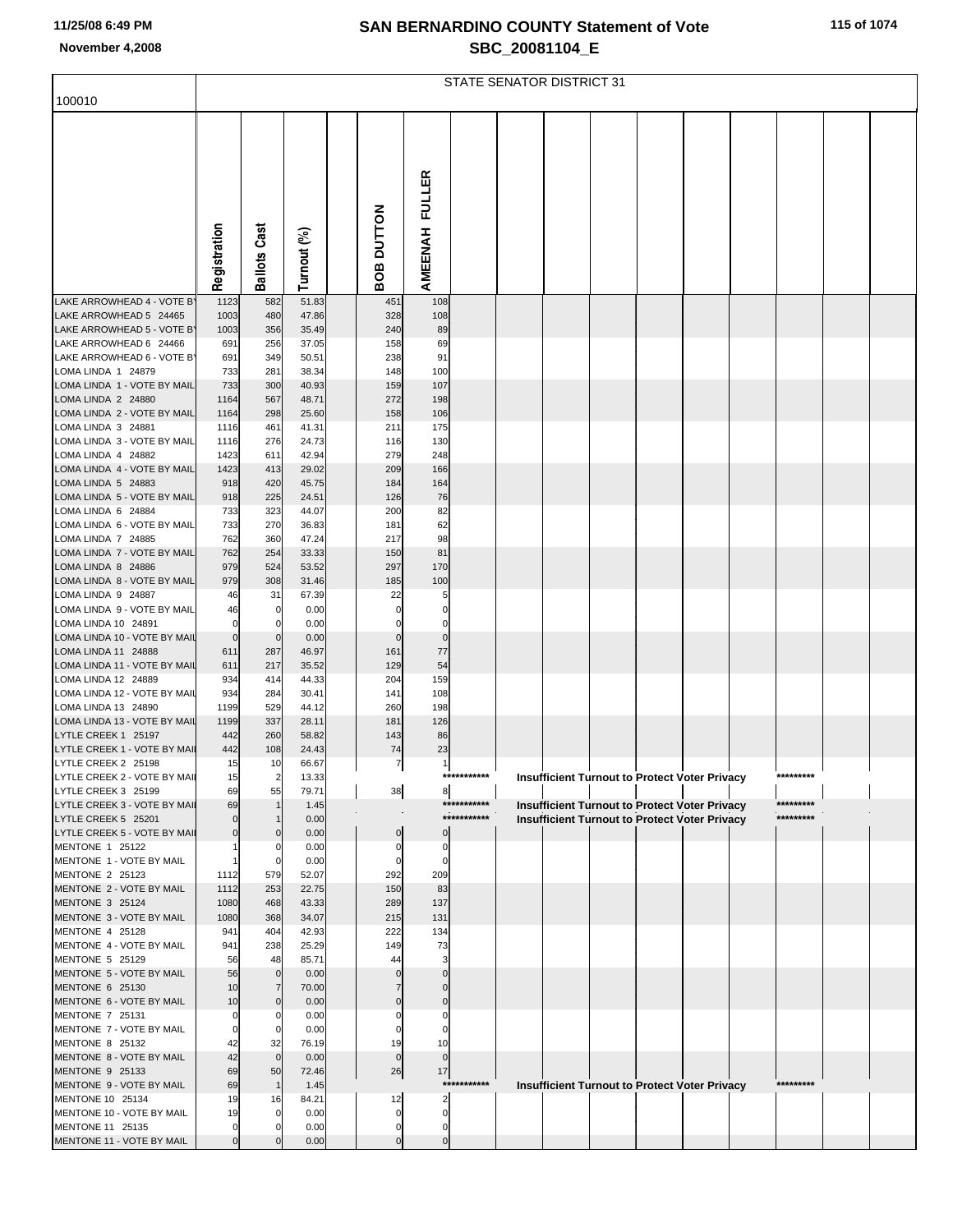# SAN BERNARDINO COUNTY Statement of Vote

## SBC_20081104_E

November 4,2008

### STATE SENATOR DISTRICT 31

100010

| | Registration | Ballots Cast | Turnout (%) | | BOB DUTTON | AMEENAH FULLER | | | | | | | | | |
|---|---|---|---|---|---|---|---|---|---|---|---|---|---|---|---|
| LAKE ARROWHEAD 4 - VOTE BY | 1123 | 582 | 51.83 | | 451 | 108 | | | | | | | | | |
| LAKE ARROWHEAD 5 24465 | 1003 | 480 | 47.86 | | 328 | 108 | | | | | | | | | |
| LAKE ARROWHEAD 5 - VOTE BY | 1003 | 356 | 35.49 | | 240 | 89 | | | | | | | | | |
| LAKE ARROWHEAD 6 24466 | 691 | 256 | 37.05 | | 158 | 69 | | | | | | | | | |
| LAKE ARROWHEAD 6 - VOTE BY | 691 | 349 | 50.51 | | 238 | 91 | | | | | | | | | |
| LOMA LINDA 1 24879 | 733 | 281 | 38.34 | | 148 | 100 | | | | | | | | | |
| LOMA LINDA 1 - VOTE BY MAIL | 733 | 300 | 40.93 | | 159 | 107 | | | | | | | | | |
| LOMA LINDA 2 24880 | 1164 | 567 | 48.71 | | 272 | 198 | | | | | | | | | |
| LOMA LINDA 2 - VOTE BY MAIL | 1164 | 298 | 25.60 | | 158 | 106 | | | | | | | | | |
| LOMA LINDA 3 24881 | 1116 | 461 | 41.31 | | 211 | 175 | | | | | | | | | |
| LOMA LINDA 3 - VOTE BY MAIL | 1116 | 276 | 24.73 | | 116 | 130 | | | | | | | | | |
| LOMA LINDA 4 24882 | 1423 | 611 | 42.94 | | 279 | 248 | | | | | | | | | |
| LOMA LINDA 4 - VOTE BY MAIL | 1423 | 413 | 29.02 | | 209 | 166 | | | | | | | | | |
| LOMA LINDA 5 24883 | 918 | 420 | 45.75 | | 184 | 164 | | | | | | | | | |
| LOMA LINDA 5 - VOTE BY MAIL | 918 | 225 | 24.51 | | 126 | 76 | | | | | | | | | |
| LOMA LINDA 6 24884 | 733 | 323 | 44.07 | | 200 | 82 | | | | | | | | | |
| LOMA LINDA 6 - VOTE BY MAIL | 733 | 270 | 36.83 | | 181 | 62 | | | | | | | | | |
| LOMA LINDA 7 24885 | 762 | 360 | 47.24 | | 217 | 98 | | | | | | | | | |
| LOMA LINDA 7 - VOTE BY MAIL | 762 | 254 | 33.33 | | 150 | 81 | | | | | | | | | |
| LOMA LINDA 8 24886 | 979 | 524 | 53.52 | | 297 | 170 | | | | | | | | | |
| LOMA LINDA 8 - VOTE BY MAIL | 979 | 308 | 31.46 | | 185 | 100 | | | | | | | | | |
| LOMA LINDA 9 24887 | 46 | 31 | 67.39 | | 22 | 5 | | | | | | | | | |
| LOMA LINDA 9 - VOTE BY MAIL | 46 | 0 | 0.00 | | 0 | 0 | | | | | | | | | |
| LOMA LINDA 10 24891 | 0 | 0 | 0.00 | | 0 | 0 | | | | | | | | | |
| LOMA LINDA 10 - VOTE BY MAIL | 0 | 0 | 0.00 | | 0 | 0 | | | | | | | | | |
| LOMA LINDA 11 24888 | 611 | 287 | 46.97 | | 161 | 77 | | | | | | | | | |
| LOMA LINDA 11 - VOTE BY MAIL | 611 | 217 | 35.52 | | 129 | 54 | | | | | | | | | |
| LOMA LINDA 12 24889 | 934 | 414 | 44.33 | | 204 | 159 | | | | | | | | | |
| LOMA LINDA 12 - VOTE BY MAIL | 934 | 284 | 30.41 | | 141 | 108 | | | | | | | | | |
| LOMA LINDA 13 24890 | 1199 | 529 | 44.12 | | 260 | 198 | | | | | | | | | |
| LOMA LINDA 13 - VOTE BY MAIL | 1199 | 337 | 28.11 | | 181 | 126 | | | | | | | | | |
| LYTLE CREEK 1 25197 | 442 | 260 | 58.82 | | 143 | 86 | | | | | | | | | |
| LYTLE CREEK 1 - VOTE BY MAIL | 442 | 108 | 24.43 | | 74 | 23 | | | | | | | | | |
| LYTLE CREEK 2 25198 | 15 | 10 | 66.67 | | 7 | 1 | | | | | | | | | |
| LYTLE CREEK 2 - VOTE BY MAIL | 15 | 2 | 13.33 | | | | *********** | Insufficient Turnout to Protect Voter Privacy | | | | | | ********* | |
| LYTLE CREEK 3 25199 | 69 | 55 | 79.71 | | 38 | 8 | | | | | | | | | |
| LYTLE CREEK 3 - VOTE BY MAIL | 69 | 1 | 1.45 | | | | *********** | Insufficient Turnout to Protect Voter Privacy | | | | | | ********* | |
| LYTLE CREEK 5 25201 | 0 | 1 | 0.00 | | | | *********** | Insufficient Turnout to Protect Voter Privacy | | | | | | ********* | |
| LYTLE CREEK 5 - VOTE BY MAIL | 0 | 0 | 0.00 | | 0 | 0 | | | | | | | | | |
| MENTONE 1 25122 | 1 | 0 | 0.00 | | 0 | 0 | | | | | | | | | |
| MENTONE 1 - VOTE BY MAIL | 1 | 0 | 0.00 | | 0 | 0 | | | | | | | | | |
| MENTONE 2 25123 | 1112 | 579 | 52.07 | | 292 | 209 | | | | | | | | | |
| MENTONE 2 - VOTE BY MAIL | 1112 | 253 | 22.75 | | 150 | 83 | | | | | | | | | |
| MENTONE 3 25124 | 1080 | 468 | 43.33 | | 289 | 137 | | | | | | | | | |
| MENTONE 3 - VOTE BY MAIL | 1080 | 368 | 34.07 | | 215 | 131 | | | | | | | | | |
| MENTONE 4 25128 | 941 | 404 | 42.93 | | 222 | 134 | | | | | | | | | |
| MENTONE 4 - VOTE BY MAIL | 941 | 238 | 25.29 | | 149 | 73 | | | | | | | | | |
| MENTONE 5 25129 | 56 | 48 | 85.71 | | 44 | 3 | | | | | | | | | |
| MENTONE 5 - VOTE BY MAIL | 56 | 0 | 0.00 | | 0 | 0 | | | | | | | | | |
| MENTONE 6 25130 | 10 | 7 | 70.00 | | 7 | 0 | | | | | | | | | |
| MENTONE 6 - VOTE BY MAIL | 10 | 0 | 0.00 | | 0 | 0 | | | | | | | | | |
| MENTONE 7 25131 | 0 | 0 | 0.00 | | 0 | 0 | | | | | | | | | |
| MENTONE 7 - VOTE BY MAIL | 0 | 0 | 0.00 | | 0 | 0 | | | | | | | | | |
| MENTONE 8 25132 | 42 | 32 | 76.19 | | 19 | 10 | | | | | | | | | |
| MENTONE 8 - VOTE BY MAIL | 42 | 0 | 0.00 | | 0 | 0 | | | | | | | | | |
| MENTONE 9 25133 | 69 | 50 | 72.46 | | 26 | 17 | | | | | | | | | |
| MENTONE 9 - VOTE BY MAIL | 69 | 1 | 1.45 | | | | *********** | Insufficient Turnout to Protect Voter Privacy | | | | | | ********* | |
| MENTONE 10 25134 | 19 | 16 | 84.21 | | 12 | 2 | | | | | | | | | |
| MENTONE 10 - VOTE BY MAIL | 19 | 0 | 0.00 | | 0 | 0 | | | | | | | | | |
| MENTONE 11 25135 | 0 | 0 | 0.00 | | 0 | 0 | | | | | | | | | |
| MENTONE 11 - VOTE BY MAIL | 0 | 0 | 0.00 | | 0 | 0 | | | | | | | | | |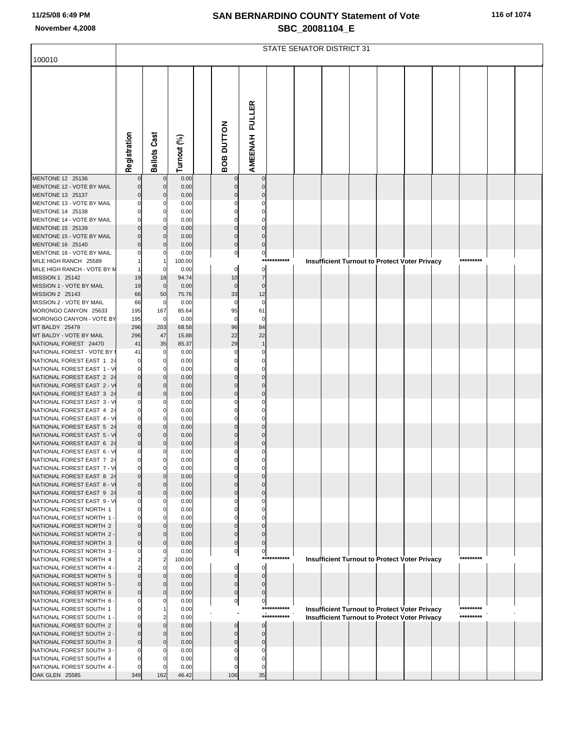# SAN BERNARDINO COUNTY Statement of Vote
## SBC_20081104_E

November 4,2008

STATE SENATOR DISTRICT 31

| 100010 | Registration | Ballots Cast | Turnout (%) | | BOB DUTTON | AMEENAH FULLER | | | | | | | | | | |
|---|---|---|---|---|---|---|---|---|---|---|---|---|---|---|---|---|
| MENTONE 12 25136 | 0 | 0 | 0.00 | | 0 | 0 | | | | | | | | | | |
| MENTONE 12 - VOTE BY MAIL | 0 | 0 | 0.00 | | 0 | 0 | | | | | | | | | | |
| MENTONE 13 25137 | 0 | 0 | 0.00 | | 0 | 0 | | | | | | | | | | |
| MENTONE 13 - VOTE BY MAIL | 0 | 0 | 0.00 | | 0 | 0 | | | | | | | | | | |
| MENTONE 14 25138 | 0 | 0 | 0.00 | | 0 | 0 | | | | | | | | | | |
| MENTONE 14 - VOTE BY MAIL | 0 | 0 | 0.00 | | 0 | 0 | | | | | | | | | | |
| MENTONE 15 25139 | 0 | 0 | 0.00 | | 0 | 0 | | | | | | | | | | |
| MENTONE 15 - VOTE BY MAIL | 0 | 0 | 0.00 | | 0 | 0 | | | | | | | | | | |
| MENTONE 16 25140 | 0 | 0 | 0.00 | | 0 | 0 | | | | | | | | | | |
| MENTONE 16 - VOTE BY MAIL | 0 | 0 | 0.00 | | 0 | 0 | | | | | | | | | | |
| MILE HIGH RANCH 25589 | 1 | 1 | 100.00 | | | | *********** | Insufficient Turnout to Protect Voter Privacy | | | | | | ********* | | |
| MILE HIGH RANCH - VOTE BY M | 1 | 0 | 0.00 | | 0 | 0 | | | | | | | | | | |
| MISSION 1 25142 | 19 | 18 | 94.74 | | 10 | 7 | | | | | | | | | | |
| MISSION 1 - VOTE BY MAIL | 19 | 0 | 0.00 | | 0 | 0 | | | | | | | | | | |
| MISSION 2 25143 | 66 | 50 | 75.76 | | 33 | 12 | | | | | | | | | | |
| MISSION 2 - VOTE BY MAIL | 66 | 0 | 0.00 | | 0 | 0 | | | | | | | | | | |
| MORONGO CANYON 25633 | 195 | 167 | 85.64 | | 95 | 61 | | | | | | | | | | |
| MORONGO CANYON - VOTE BY | 195 | 0 | 0.00 | | 0 | 0 | | | | | | | | | | |
| MT BALDY 25479 | 296 | 203 | 68.58 | | 96 | 84 | | | | | | | | | | |
| MT BALDY - VOTE BY MAIL | 296 | 47 | 15.88 | | 22 | 22 | | | | | | | | | | |
| NATIONAL FOREST 24470 | 41 | 35 | 85.37 | | 29 | 1 | | | | | | | | | | |
| NATIONAL FOREST - VOTE BY I | 41 | 0 | 0.00 | | 0 | 0 | | | | | | | | | | |
| NATIONAL FOREST EAST 1 24 | 0 | 0 | 0.00 | | 0 | 0 | | | | | | | | | | |
| NATIONAL FOREST EAST 1 - V | 0 | 0 | 0.00 | | 0 | 0 | | | | | | | | | | |
| NATIONAL FOREST EAST 2 24 | 0 | 0 | 0.00 | | 0 | 0 | | | | | | | | | | |
| NATIONAL FOREST EAST 2 - V | 0 | 0 | 0.00 | | 0 | 0 | | | | | | | | | | |
| NATIONAL FOREST EAST 3 24 | 0 | 0 | 0.00 | | 0 | 0 | | | | | | | | | | |
| NATIONAL FOREST EAST 3 - V | 0 | 0 | 0.00 | | 0 | 0 | | | | | | | | | | |
| NATIONAL FOREST EAST 4 24 | 0 | 0 | 0.00 | | 0 | 0 | | | | | | | | | | |
| NATIONAL FOREST EAST 4 - V | 0 | 0 | 0.00 | | 0 | 0 | | | | | | | | | | |
| NATIONAL FOREST EAST 5 24 | 0 | 0 | 0.00 | | 0 | 0 | | | | | | | | | | |
| NATIONAL FOREST EAST 5 - V | 0 | 0 | 0.00 | | 0 | 0 | | | | | | | | | | |
| NATIONAL FOREST EAST 6 24 | 0 | 0 | 0.00 | | 0 | 0 | | | | | | | | | | |
| NATIONAL FOREST EAST 6 - V | 0 | 0 | 0.00 | | 0 | 0 | | | | | | | | | | |
| NATIONAL FOREST EAST 7 24 | 0 | 0 | 0.00 | | 0 | 0 | | | | | | | | | | |
| NATIONAL FOREST EAST 7 - V | 0 | 0 | 0.00 | | 0 | 0 | | | | | | | | | | |
| NATIONAL FOREST EAST 8 24 | 0 | 0 | 0.00 | | 0 | 0 | | | | | | | | | | |
| NATIONAL FOREST EAST 8 - V | 0 | 0 | 0.00 | | 0 | 0 | | | | | | | | | | |
| NATIONAL FOREST EAST 9 24 | 0 | 0 | 0.00 | | 0 | 0 | | | | | | | | | | |
| NATIONAL FOREST EAST 9 - V | 0 | 0 | 0.00 | | 0 | 0 | | | | | | | | | | |
| NATIONAL FOREST NORTH 1 | 0 | 0 | 0.00 | | 0 | 0 | | | | | | | | | | |
| NATIONAL FOREST NORTH 1 - | 0 | 0 | 0.00 | | 0 | 0 | | | | | | | | | | |
| NATIONAL FOREST NORTH 2 | 0 | 0 | 0.00 | | 0 | 0 | | | | | | | | | | |
| NATIONAL FOREST NORTH 2 - | 0 | 0 | 0.00 | | 0 | 0 | | | | | | | | | | |
| NATIONAL FOREST NORTH 3 | 0 | 0 | 0.00 | | 0 | 0 | | | | | | | | | | |
| NATIONAL FOREST NORTH 3 - | 0 | 0 | 0.00 | | 0 | 0 | | | | | | | | | | |
| NATIONAL FOREST NORTH 4 | 2 | 2 | 100.00 | | | | *********** | Insufficient Turnout to Protect Voter Privacy | | | | | | ********* | | |
| NATIONAL FOREST NORTH 4 - | 2 | 0 | 0.00 | | 0 | 0 | | | | | | | | | | |
| NATIONAL FOREST NORTH 5 | 0 | 0 | 0.00 | | 0 | 0 | | | | | | | | | | |
| NATIONAL FOREST NORTH 5 - | 0 | 0 | 0.00 | | 0 | 0 | | | | | | | | | | |
| NATIONAL FOREST NORTH 6 | 0 | 0 | 0.00 | | 0 | 0 | | | | | | | | | | |
| NATIONAL FOREST NORTH 6 - | 0 | 0 | 0.00 | | 0 | 0 | | | | | | | | | | |
| NATIONAL FOREST SOUTH 1 | 0 | 1 | 0.00 | | | | *********** | Insufficient Turnout to Protect Voter Privacy | | | | | | ********* | | |
| NATIONAL FOREST SOUTH 1 - | 0 | 2 | 0.00 | | | | *********** | Insufficient Turnout to Protect Voter Privacy | | | | | | ********* | | |
| NATIONAL FOREST SOUTH 2 | 0 | 0 | 0.00 | | 0 | 0 | | | | | | | | | | |
| NATIONAL FOREST SOUTH 2 - | 0 | 0 | 0.00 | | 0 | 0 | | | | | | | | | | |
| NATIONAL FOREST SOUTH 3 | 0 | 0 | 0.00 | | 0 | 0 | | | | | | | | | | |
| NATIONAL FOREST SOUTH 3 - | 0 | 0 | 0.00 | | 0 | 0 | | | | | | | | | | |
| NATIONAL FOREST SOUTH 4 | 0 | 0 | 0.00 | | 0 | 0 | | | | | | | | | | |
| NATIONAL FOREST SOUTH 4 - | 0 | 0 | 0.00 | | 0 | 0 | | | | | | | | | | |
| OAK GLEN 25585 | 349 | 162 | 46.42 | | 106 | 35 | | | | | | | | | | |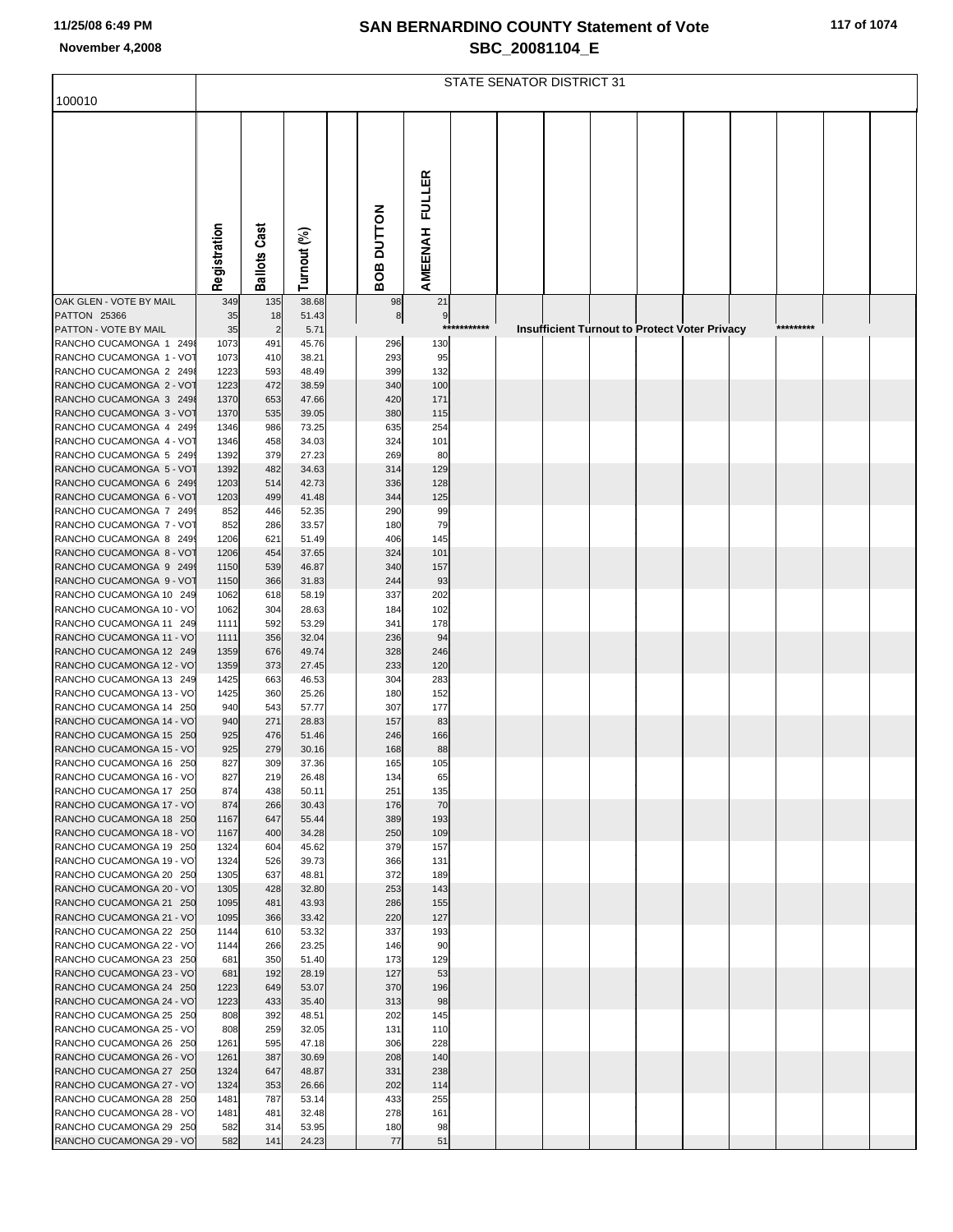# SAN BERNARDINO COUNTY Statement of Vote

## SBC_20081104_E

November 4,2008

| 100010 | STATE SENATOR DISTRICT 31 | | | | | |
|---|---|---|---|---|---|---|
| | Registration | Ballots Cast | Turnout (%) | | BOB DUTTON | AMEENAH FULLER |
| OAK GLEN - VOTE BY MAIL | 349 | 135 | 38.68 | | 98 | 21 |
| PATTON 25366 | 35 | 18 | 51.43 | | 8 | 9 |
| PATTON - VOTE BY MAIL | 35 | 2 | 5.71 | | *********** Insufficient Turnout to Protect Voter Privacy ********* | |
| RANCHO CUCAMONGA 1 2498 | 1073 | 491 | 45.76 | | 296 | 130 |
| RANCHO CUCAMONGA 1 - VOT | 1073 | 410 | 38.21 | | 293 | 95 |
| RANCHO CUCAMONGA 2 2498 | 1223 | 593 | 48.49 | | 399 | 132 |
| RANCHO CUCAMONGA 2 - VOT | 1223 | 472 | 38.59 | | 340 | 100 |
| RANCHO CUCAMONGA 3 2498 | 1370 | 653 | 47.66 | | 420 | 171 |
| RANCHO CUCAMONGA 3 - VOT | 1370 | 535 | 39.05 | | 380 | 115 |
| RANCHO CUCAMONGA 4 2499 | 1346 | 986 | 73.25 | | 635 | 254 |
| RANCHO CUCAMONGA 4 - VOT | 1346 | 458 | 34.03 | | 324 | 101 |
| RANCHO CUCAMONGA 5 2499 | 1392 | 379 | 27.23 | | 269 | 80 |
| RANCHO CUCAMONGA 5 - VOT | 1392 | 482 | 34.63 | | 314 | 129 |
| RANCHO CUCAMONGA 6 2499 | 1203 | 514 | 42.73 | | 336 | 128 |
| RANCHO CUCAMONGA 6 - VOT | 1203 | 499 | 41.48 | | 344 | 125 |
| RANCHO CUCAMONGA 7 2499 | 852 | 446 | 52.35 | | 290 | 99 |
| RANCHO CUCAMONGA 7 - VOT | 852 | 286 | 33.57 | | 180 | 79 |
| RANCHO CUCAMONGA 8 2499 | 1206 | 621 | 51.49 | | 406 | 145 |
| RANCHO CUCAMONGA 8 - VOT | 1206 | 454 | 37.65 | | 324 | 101 |
| RANCHO CUCAMONGA 9 2499 | 1150 | 539 | 46.87 | | 340 | 157 |
| RANCHO CUCAMONGA 9 - VOT | 1150 | 366 | 31.83 | | 244 | 93 |
| RANCHO CUCAMONGA 10 249 | 1062 | 618 | 58.19 | | 337 | 202 |
| RANCHO CUCAMONGA 10 - VO | 1062 | 304 | 28.63 | | 184 | 102 |
| RANCHO CUCAMONGA 11 249 | 1111 | 592 | 53.29 | | 341 | 178 |
| RANCHO CUCAMONGA 11 - VO | 1111 | 356 | 32.04 | | 236 | 94 |
| RANCHO CUCAMONGA 12 249 | 1359 | 676 | 49.74 | | 328 | 246 |
| RANCHO CUCAMONGA 12 - VO | 1359 | 373 | 27.45 | | 233 | 120 |
| RANCHO CUCAMONGA 13 249 | 1425 | 663 | 46.53 | | 304 | 283 |
| RANCHO CUCAMONGA 13 - VO | 1425 | 360 | 25.26 | | 180 | 152 |
| RANCHO CUCAMONGA 14 250 | 940 | 543 | 57.77 | | 307 | 177 |
| RANCHO CUCAMONGA 14 - VO | 940 | 271 | 28.83 | | 157 | 83 |
| RANCHO CUCAMONGA 15 250 | 925 | 476 | 51.46 | | 246 | 166 |
| RANCHO CUCAMONGA 15 - VO | 925 | 279 | 30.16 | | 168 | 88 |
| RANCHO CUCAMONGA 16 250 | 827 | 309 | 37.36 | | 165 | 105 |
| RANCHO CUCAMONGA 16 - VO | 827 | 219 | 26.48 | | 134 | 65 |
| RANCHO CUCAMONGA 17 250 | 874 | 438 | 50.11 | | 251 | 135 |
| RANCHO CUCAMONGA 17 - VO | 874 | 266 | 30.43 | | 176 | 70 |
| RANCHO CUCAMONGA 18 250 | 1167 | 647 | 55.44 | | 389 | 193 |
| RANCHO CUCAMONGA 18 - VO | 1167 | 400 | 34.28 | | 250 | 109 |
| RANCHO CUCAMONGA 19 250 | 1324 | 604 | 45.62 | | 379 | 157 |
| RANCHO CUCAMONGA 19 - VO | 1324 | 526 | 39.73 | | 366 | 131 |
| RANCHO CUCAMONGA 20 250 | 1305 | 637 | 48.81 | | 372 | 189 |
| RANCHO CUCAMONGA 20 - VO | 1305 | 428 | 32.80 | | 253 | 143 |
| RANCHO CUCAMONGA 21 250 | 1095 | 481 | 43.93 | | 286 | 155 |
| RANCHO CUCAMONGA 21 - VO | 1095 | 366 | 33.42 | | 220 | 127 |
| RANCHO CUCAMONGA 22 250 | 1144 | 610 | 53.32 | | 337 | 193 |
| RANCHO CUCAMONGA 22 - VO | 1144 | 266 | 23.25 | | 146 | 90 |
| RANCHO CUCAMONGA 23 250 | 681 | 350 | 51.40 | | 173 | 129 |
| RANCHO CUCAMONGA 23 - VO | 681 | 192 | 28.19 | | 127 | 53 |
| RANCHO CUCAMONGA 24 250 | 1223 | 649 | 53.07 | | 370 | 196 |
| RANCHO CUCAMONGA 24 - VO | 1223 | 433 | 35.40 | | 313 | 98 |
| RANCHO CUCAMONGA 25 250 | 808 | 392 | 48.51 | | 202 | 145 |
| RANCHO CUCAMONGA 25 - VO | 808 | 259 | 32.05 | | 131 | 110 |
| RANCHO CUCAMONGA 26 250 | 1261 | 595 | 47.18 | | 306 | 228 |
| RANCHO CUCAMONGA 26 - VO | 1261 | 387 | 30.69 | | 208 | 140 |
| RANCHO CUCAMONGA 27 250 | 1324 | 647 | 48.87 | | 331 | 238 |
| RANCHO CUCAMONGA 27 - VO | 1324 | 353 | 26.66 | | 202 | 114 |
| RANCHO CUCAMONGA 28 250 | 1481 | 787 | 53.14 | | 433 | 255 |
| RANCHO CUCAMONGA 28 - VO | 1481 | 481 | 32.48 | | 278 | 161 |
| RANCHO CUCAMONGA 29 250 | 582 | 314 | 53.95 | | 180 | 98 |
| RANCHO CUCAMONGA 29 - VO | 582 | 141 | 24.23 | | 77 | 51 |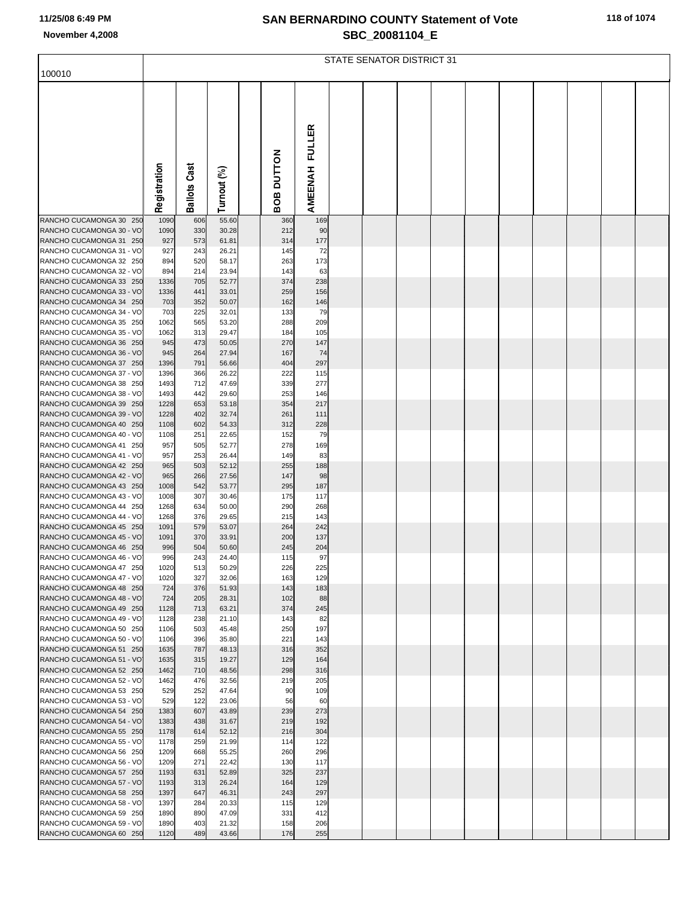# SAN BERNARDINO COUNTY Statement of Vote

## SBC_20081104_E

11/25/08 6:49 PM

November 4,2008

STATE SENATOR DISTRICT 31

| 100010 | Registration | Ballots Cast | Turnout (%) | | BOB DUTTON | AMEENAH FULLER |
|---|---|---|---|---|---|---|
| RANCHO CUCAMONGA 30 250 | 1090 | 606 | 55.60 | | 360 | 169 |
| RANCHO CUCAMONGA 30 - VO | 1090 | 330 | 30.28 | | 212 | 90 |
| RANCHO CUCAMONGA 31 250 | 927 | 573 | 61.81 | | 314 | 177 |
| RANCHO CUCAMONGA 31 - VO | 927 | 243 | 26.21 | | 145 | 72 |
| RANCHO CUCAMONGA 32 250 | 894 | 520 | 58.17 | | 263 | 173 |
| RANCHO CUCAMONGA 32 - VO | 894 | 214 | 23.94 | | 143 | 63 |
| RANCHO CUCAMONGA 33 250 | 1336 | 705 | 52.77 | | 374 | 238 |
| RANCHO CUCAMONGA 33 - VO | 1336 | 441 | 33.01 | | 259 | 156 |
| RANCHO CUCAMONGA 34 250 | 703 | 352 | 50.07 | | 162 | 146 |
| RANCHO CUCAMONGA 34 - VO | 703 | 225 | 32.01 | | 133 | 79 |
| RANCHO CUCAMONGA 35 250 | 1062 | 565 | 53.20 | | 288 | 209 |
| RANCHO CUCAMONGA 35 - VO | 1062 | 313 | 29.47 | | 184 | 105 |
| RANCHO CUCAMONGA 36 250 | 945 | 473 | 50.05 | | 270 | 147 |
| RANCHO CUCAMONGA 36 - VO | 945 | 264 | 27.94 | | 167 | 74 |
| RANCHO CUCAMONGA 37 250 | 1396 | 791 | 56.66 | | 404 | 297 |
| RANCHO CUCAMONGA 37 - VO | 1396 | 366 | 26.22 | | 222 | 115 |
| RANCHO CUCAMONGA 38 250 | 1493 | 712 | 47.69 | | 339 | 277 |
| RANCHO CUCAMONGA 38 - VO | 1493 | 442 | 29.60 | | 253 | 146 |
| RANCHO CUCAMONGA 39 250 | 1228 | 653 | 53.18 | | 354 | 217 |
| RANCHO CUCAMONGA 39 - VO | 1228 | 402 | 32.74 | | 261 | 111 |
| RANCHO CUCAMONGA 40 250 | 1108 | 602 | 54.33 | | 312 | 228 |
| RANCHO CUCAMONGA 40 - VO | 1108 | 251 | 22.65 | | 152 | 79 |
| RANCHO CUCAMONGA 41 250 | 957 | 505 | 52.77 | | 278 | 169 |
| RANCHO CUCAMONGA 41 - VO | 957 | 253 | 26.44 | | 149 | 83 |
| RANCHO CUCAMONGA 42 250 | 965 | 503 | 52.12 | | 255 | 188 |
| RANCHO CUCAMONGA 42 - VO | 965 | 266 | 27.56 | | 147 | 98 |
| RANCHO CUCAMONGA 43 250 | 1008 | 542 | 53.77 | | 295 | 187 |
| RANCHO CUCAMONGA 43 - VO | 1008 | 307 | 30.46 | | 175 | 117 |
| RANCHO CUCAMONGA 44 250 | 1268 | 634 | 50.00 | | 290 | 268 |
| RANCHO CUCAMONGA 44 - VO | 1268 | 376 | 29.65 | | 215 | 143 |
| RANCHO CUCAMONGA 45 250 | 1091 | 579 | 53.07 | | 264 | 242 |
| RANCHO CUCAMONGA 45 - VO | 1091 | 370 | 33.91 | | 200 | 137 |
| RANCHO CUCAMONGA 46 250 | 996 | 504 | 50.60 | | 245 | 204 |
| RANCHO CUCAMONGA 46 - VO | 996 | 243 | 24.40 | | 115 | 97 |
| RANCHO CUCAMONGA 47 250 | 1020 | 513 | 50.29 | | 226 | 225 |
| RANCHO CUCAMONGA 47 - VO | 1020 | 327 | 32.06 | | 163 | 129 |
| RANCHO CUCAMONGA 48 250 | 724 | 376 | 51.93 | | 143 | 183 |
| RANCHO CUCAMONGA 48 - VO | 724 | 205 | 28.31 | | 102 | 88 |
| RANCHO CUCAMONGA 49 250 | 1128 | 713 | 63.21 | | 374 | 245 |
| RANCHO CUCAMONGA 49 - VO | 1128 | 238 | 21.10 | | 143 | 82 |
| RANCHO CUCAMONGA 50 250 | 1106 | 503 | 45.48 | | 250 | 197 |
| RANCHO CUCAMONGA 50 - VO | 1106 | 396 | 35.80 | | 221 | 143 |
| RANCHO CUCAMONGA 51 250 | 1635 | 787 | 48.13 | | 316 | 352 |
| RANCHO CUCAMONGA 51 - VO | 1635 | 315 | 19.27 | | 129 | 164 |
| RANCHO CUCAMONGA 52 250 | 1462 | 710 | 48.56 | | 298 | 316 |
| RANCHO CUCAMONGA 52 - VO | 1462 | 476 | 32.56 | | 219 | 205 |
| RANCHO CUCAMONGA 53 250 | 529 | 252 | 47.64 | | 90 | 109 |
| RANCHO CUCAMONGA 53 - VO | 529 | 122 | 23.06 | | 56 | 60 |
| RANCHO CUCAMONGA 54 250 | 1383 | 607 | 43.89 | | 239 | 273 |
| RANCHO CUCAMONGA 54 - VO | 1383 | 438 | 31.67 | | 219 | 192 |
| RANCHO CUCAMONGA 55 250 | 1178 | 614 | 52.12 | | 216 | 304 |
| RANCHO CUCAMONGA 55 - VO | 1178 | 259 | 21.99 | | 114 | 122 |
| RANCHO CUCAMONGA 56 250 | 1209 | 668 | 55.25 | | 260 | 296 |
| RANCHO CUCAMONGA 56 - VO | 1209 | 271 | 22.42 | | 130 | 117 |
| RANCHO CUCAMONGA 57 250 | 1193 | 631 | 52.89 | | 325 | 237 |
| RANCHO CUCAMONGA 57 - VO | 1193 | 313 | 26.24 | | 164 | 129 |
| RANCHO CUCAMONGA 58 250 | 1397 | 647 | 46.31 | | 243 | 297 |
| RANCHO CUCAMONGA 58 - VO | 1397 | 284 | 20.33 | | 115 | 129 |
| RANCHO CUCAMONGA 59 250 | 1890 | 890 | 47.09 | | 331 | 412 |
| RANCHO CUCAMONGA 59 - VO | 1890 | 403 | 21.32 | | 158 | 206 |
| RANCHO CUCAMONGA 60 250 | 1120 | 489 | 43.66 | | 176 | 255 |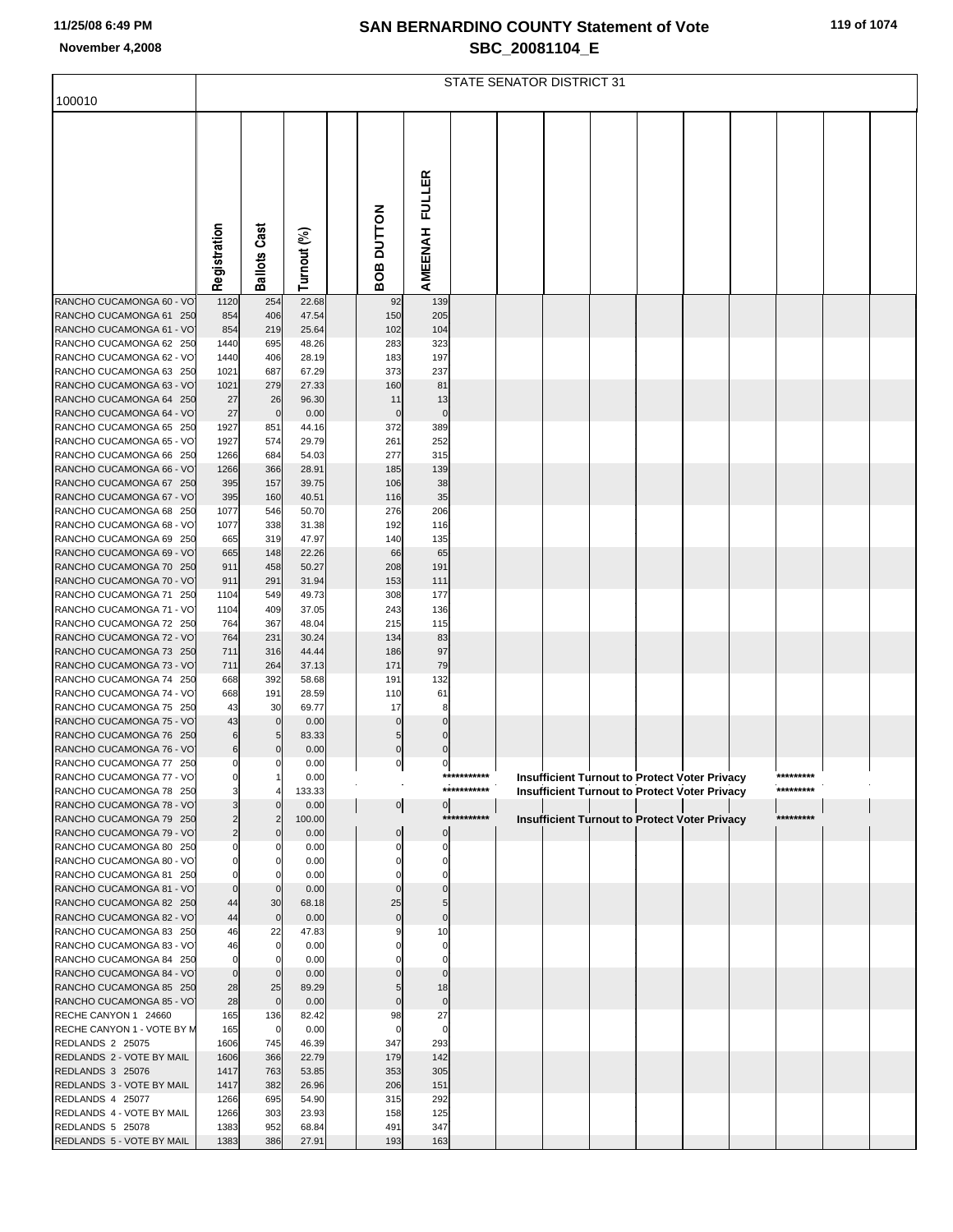# SAN BERNARDINO COUNTY Statement of Vote
## SBC_20081104_E

11/25/08 6:49 PM

November 4,2008

| 100010 | STATE SENATOR DISTRICT 31 | | | | | |
|---|---|---|---|---|---|---|
| | Registration | Ballots Cast | Turnout (%) | BOB DUTTON | AMEENAH FULLER | |
| RANCHO CUCAMONGA 60 - VO | 1120 | 254 | 22.68 | 92 | 139 | |
| RANCHO CUCAMONGA 61 250 | 854 | 406 | 47.54 | 150 | 205 | |
| RANCHO CUCAMONGA 61 - VO | 854 | 219 | 25.64 | 102 | 104 | |
| RANCHO CUCAMONGA 62 250 | 1440 | 695 | 48.26 | 283 | 323 | |
| RANCHO CUCAMONGA 62 - VO | 1440 | 406 | 28.19 | 183 | 197 | |
| RANCHO CUCAMONGA 63 250 | 1021 | 687 | 67.29 | 373 | 237 | |
| RANCHO CUCAMONGA 63 - VO | 1021 | 279 | 27.33 | 160 | 81 | |
| RANCHO CUCAMONGA 64 250 | 27 | 26 | 96.30 | 11 | 13 | |
| RANCHO CUCAMONGA 64 - VO | 27 | 0 | 0.00 | 0 | 0 | |
| RANCHO CUCAMONGA 65 250 | 1927 | 851 | 44.16 | 372 | 389 | |
| RANCHO CUCAMONGA 65 - VO | 1927 | 574 | 29.79 | 261 | 252 | |
| RANCHO CUCAMONGA 66 250 | 1266 | 684 | 54.03 | 277 | 315 | |
| RANCHO CUCAMONGA 66 - VO | 1266 | 366 | 28.91 | 185 | 139 | |
| RANCHO CUCAMONGA 67 250 | 395 | 157 | 39.75 | 106 | 38 | |
| RANCHO CUCAMONGA 67 - VO | 395 | 160 | 40.51 | 116 | 35 | |
| RANCHO CUCAMONGA 68 250 | 1077 | 546 | 50.70 | 276 | 206 | |
| RANCHO CUCAMONGA 68 - VO | 1077 | 338 | 31.38 | 192 | 116 | |
| RANCHO CUCAMONGA 69 250 | 665 | 319 | 47.97 | 140 | 135 | |
| RANCHO CUCAMONGA 69 - VO | 665 | 148 | 22.26 | 66 | 65 | |
| RANCHO CUCAMONGA 70 250 | 911 | 458 | 50.27 | 208 | 191 | |
| RANCHO CUCAMONGA 70 - VO | 911 | 291 | 31.94 | 153 | 111 | |
| RANCHO CUCAMONGA 71 250 | 1104 | 549 | 49.73 | 308 | 177 | |
| RANCHO CUCAMONGA 71 - VO | 1104 | 409 | 37.05 | 243 | 136 | |
| RANCHO CUCAMONGA 72 250 | 764 | 367 | 48.04 | 215 | 115 | |
| RANCHO CUCAMONGA 72 - VO | 764 | 231 | 30.24 | 134 | 83 | |
| RANCHO CUCAMONGA 73 250 | 711 | 316 | 44.44 | 186 | 97 | |
| RANCHO CUCAMONGA 73 - VO | 711 | 264 | 37.13 | 171 | 79 | |
| RANCHO CUCAMONGA 74 250 | 668 | 392 | 58.68 | 191 | 132 | |
| RANCHO CUCAMONGA 74 - VO | 668 | 191 | 28.59 | 110 | 61 | |
| RANCHO CUCAMONGA 75 250 | 43 | 30 | 69.77 | 17 | 8 | |
| RANCHO CUCAMONGA 75 - VO | 43 | 0 | 0.00 | 0 | 0 | |
| RANCHO CUCAMONGA 76 250 | 6 | 5 | 83.33 | 5 | 0 | |
| RANCHO CUCAMONGA 76 - VO | 6 | 0 | 0.00 | 0 | 0 | |
| RANCHO CUCAMONGA 77 250 | 0 | 0 | 0.00 | 0 | 0 | |
| RANCHO CUCAMONGA 77 - VO | 0 | 1 | 0.00 | | | *********** Insufficient Turnout to Protect Voter Privacy ********* |
| RANCHO CUCAMONGA 78 250 | 3 | 4 | 133.33 | | | *********** Insufficient Turnout to Protect Voter Privacy ********* |
| RANCHO CUCAMONGA 78 - VO | 3 | 0 | 0.00 | 0 | 0 | |
| RANCHO CUCAMONGA 79 250 | 2 | 2 | 100.00 | | | *********** Insufficient Turnout to Protect Voter Privacy ********* |
| RANCHO CUCAMONGA 79 - VO | 2 | 0 | 0.00 | 0 | 0 | |
| RANCHO CUCAMONGA 80 250 | 0 | 0 | 0.00 | 0 | 0 | |
| RANCHO CUCAMONGA 80 - VO | 0 | 0 | 0.00 | 0 | 0 | |
| RANCHO CUCAMONGA 81 250 | 0 | 0 | 0.00 | 0 | 0 | |
| RANCHO CUCAMONGA 81 - VO | 0 | 0 | 0.00 | 0 | 0 | |
| RANCHO CUCAMONGA 82 250 | 44 | 30 | 68.18 | 25 | 5 | |
| RANCHO CUCAMONGA 82 - VO | 44 | 0 | 0.00 | 0 | 0 | |
| RANCHO CUCAMONGA 83 250 | 46 | 22 | 47.83 | 9 | 10 | |
| RANCHO CUCAMONGA 83 - VO | 46 | 0 | 0.00 | 0 | 0 | |
| RANCHO CUCAMONGA 84 250 | 0 | 0 | 0.00 | 0 | 0 | |
| RANCHO CUCAMONGA 84 - VO | 0 | 0 | 0.00 | 0 | 0 | |
| RANCHO CUCAMONGA 85 250 | 28 | 25 | 89.29 | 5 | 18 | |
| RANCHO CUCAMONGA 85 - VO | 28 | 0 | 0.00 | 0 | 0 | |
| RECHE CANYON 1 24660 | 165 | 136 | 82.42 | 98 | 27 | |
| RECHE CANYON 1 - VOTE BY M | 165 | 0 | 0.00 | 0 | 0 | |
| REDLANDS 2 25075 | 1606 | 745 | 46.39 | 347 | 293 | |
| REDLANDS 2 - VOTE BY MAIL | 1606 | 366 | 22.79 | 179 | 142 | |
| REDLANDS 3 25076 | 1417 | 763 | 53.85 | 353 | 305 | |
| REDLANDS 3 - VOTE BY MAIL | 1417 | 382 | 26.96 | 206 | 151 | |
| REDLANDS 4 25077 | 1266 | 695 | 54.90 | 315 | 292 | |
| REDLANDS 4 - VOTE BY MAIL | 1266 | 303 | 23.93 | 158 | 125 | |
| REDLANDS 5 25078 | 1383 | 952 | 68.84 | 491 | 347 | |
| REDLANDS 5 - VOTE BY MAIL | 1383 | 386 | 27.91 | 193 | 163 | |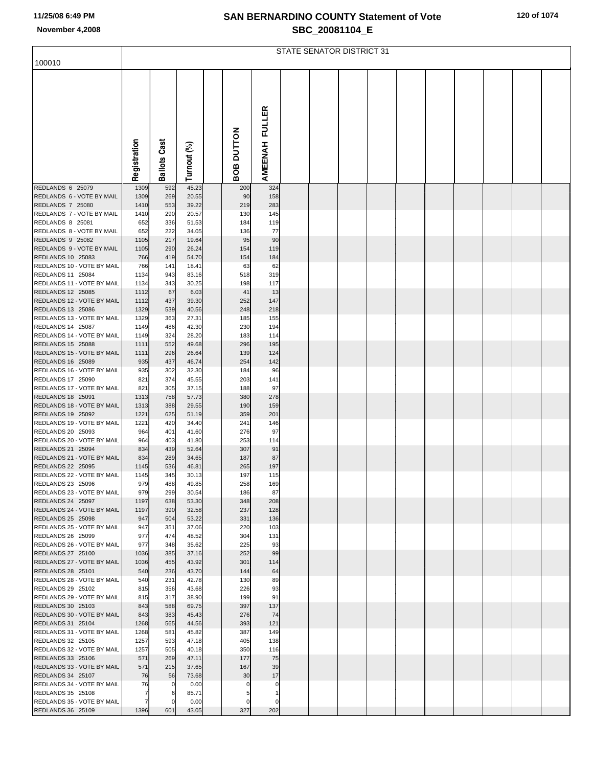# SAN BERNARDINO COUNTY Statement of Vote

## SBC_20081104_E

11/25/08 6:49 PM

November 4,2008

### STATE SENATOR DISTRICT 31

| 100010 | Registration | Ballots Cast | Turnout (%) | | BOB DUTTON | AMEENAH FULLER |
|---|---|---|---|---|---|---|
| REDLANDS 6 25079 | 1309 | 592 | 45.23 | | 200 | 324 |
| REDLANDS 6 - VOTE BY MAIL | 1309 | 269 | 20.55 | | 90 | 158 |
| REDLANDS 7 25080 | 1410 | 553 | 39.22 | | 219 | 283 |
| REDLANDS 7 - VOTE BY MAIL | 1410 | 290 | 20.57 | | 130 | 145 |
| REDLANDS 8 25081 | 652 | 336 | 51.53 | | 184 | 119 |
| REDLANDS 8 - VOTE BY MAIL | 652 | 222 | 34.05 | | 136 | 77 |
| REDLANDS 9 25082 | 1105 | 217 | 19.64 | | 95 | 90 |
| REDLANDS 9 - VOTE BY MAIL | 1105 | 290 | 26.24 | | 154 | 119 |
| REDLANDS 10 25083 | 766 | 419 | 54.70 | | 154 | 184 |
| REDLANDS 10 - VOTE BY MAIL | 766 | 141 | 18.41 | | 63 | 62 |
| REDLANDS 11 25084 | 1134 | 943 | 83.16 | | 518 | 319 |
| REDLANDS 11 - VOTE BY MAIL | 1134 | 343 | 30.25 | | 198 | 117 |
| REDLANDS 12 25085 | 1112 | 67 | 6.03 | | 41 | 13 |
| REDLANDS 12 - VOTE BY MAIL | 1112 | 437 | 39.30 | | 252 | 147 |
| REDLANDS 13 25086 | 1329 | 539 | 40.56 | | 248 | 218 |
| REDLANDS 13 - VOTE BY MAIL | 1329 | 363 | 27.31 | | 185 | 155 |
| REDLANDS 14 25087 | 1149 | 486 | 42.30 | | 230 | 194 |
| REDLANDS 14 - VOTE BY MAIL | 1149 | 324 | 28.20 | | 183 | 114 |
| REDLANDS 15 25088 | 1111 | 552 | 49.68 | | 296 | 195 |
| REDLANDS 15 - VOTE BY MAIL | 1111 | 296 | 26.64 | | 139 | 124 |
| REDLANDS 16 25089 | 935 | 437 | 46.74 | | 254 | 142 |
| REDLANDS 16 - VOTE BY MAIL | 935 | 302 | 32.30 | | 184 | 96 |
| REDLANDS 17 25090 | 821 | 374 | 45.55 | | 203 | 141 |
| REDLANDS 17 - VOTE BY MAIL | 821 | 305 | 37.15 | | 188 | 97 |
| REDLANDS 18 25091 | 1313 | 758 | 57.73 | | 380 | 278 |
| REDLANDS 18 - VOTE BY MAIL | 1313 | 388 | 29.55 | | 190 | 159 |
| REDLANDS 19 25092 | 1221 | 625 | 51.19 | | 359 | 201 |
| REDLANDS 19 - VOTE BY MAIL | 1221 | 420 | 34.40 | | 241 | 146 |
| REDLANDS 20 25093 | 964 | 401 | 41.60 | | 276 | 97 |
| REDLANDS 20 - VOTE BY MAIL | 964 | 403 | 41.80 | | 253 | 114 |
| REDLANDS 21 25094 | 834 | 439 | 52.64 | | 307 | 91 |
| REDLANDS 21 - VOTE BY MAIL | 834 | 289 | 34.65 | | 187 | 87 |
| REDLANDS 22 25095 | 1145 | 536 | 46.81 | | 265 | 197 |
| REDLANDS 22 - VOTE BY MAIL | 1145 | 345 | 30.13 | | 197 | 115 |
| REDLANDS 23 25096 | 979 | 488 | 49.85 | | 258 | 169 |
| REDLANDS 23 - VOTE BY MAIL | 979 | 299 | 30.54 | | 186 | 87 |
| REDLANDS 24 25097 | 1197 | 638 | 53.30 | | 348 | 208 |
| REDLANDS 24 - VOTE BY MAIL | 1197 | 390 | 32.58 | | 237 | 128 |
| REDLANDS 25 25098 | 947 | 504 | 53.22 | | 331 | 136 |
| REDLANDS 25 - VOTE BY MAIL | 947 | 351 | 37.06 | | 220 | 103 |
| REDLANDS 26 25099 | 977 | 474 | 48.52 | | 304 | 131 |
| REDLANDS 26 - VOTE BY MAIL | 977 | 348 | 35.62 | | 225 | 93 |
| REDLANDS 27 25100 | 1036 | 385 | 37.16 | | 252 | 99 |
| REDLANDS 27 - VOTE BY MAIL | 1036 | 455 | 43.92 | | 301 | 114 |
| REDLANDS 28 25101 | 540 | 236 | 43.70 | | 144 | 64 |
| REDLANDS 28 - VOTE BY MAIL | 540 | 231 | 42.78 | | 130 | 89 |
| REDLANDS 29 25102 | 815 | 356 | 43.68 | | 226 | 93 |
| REDLANDS 29 - VOTE BY MAIL | 815 | 317 | 38.90 | | 199 | 91 |
| REDLANDS 30 25103 | 843 | 588 | 69.75 | | 397 | 137 |
| REDLANDS 30 - VOTE BY MAIL | 843 | 383 | 45.43 | | 276 | 74 |
| REDLANDS 31 25104 | 1268 | 565 | 44.56 | | 393 | 121 |
| REDLANDS 31 - VOTE BY MAIL | 1268 | 581 | 45.82 | | 387 | 149 |
| REDLANDS 32 25105 | 1257 | 593 | 47.18 | | 405 | 138 |
| REDLANDS 32 - VOTE BY MAIL | 1257 | 505 | 40.18 | | 350 | 116 |
| REDLANDS 33 25106 | 571 | 269 | 47.11 | | 177 | 75 |
| REDLANDS 33 - VOTE BY MAIL | 571 | 215 | 37.65 | | 167 | 39 |
| REDLANDS 34 25107 | 76 | 56 | 73.68 | | 30 | 17 |
| REDLANDS 34 - VOTE BY MAIL | 76 | 0 | 0.00 | | 0 | 0 |
| REDLANDS 35 25108 | 7 | 6 | 85.71 | | 5 | 1 |
| REDLANDS 35 - VOTE BY MAIL | 7 | 0 | 0.00 | | 0 | 0 |
| REDLANDS 36 25109 | 1396 | 601 | 43.05 | | 327 | 202 |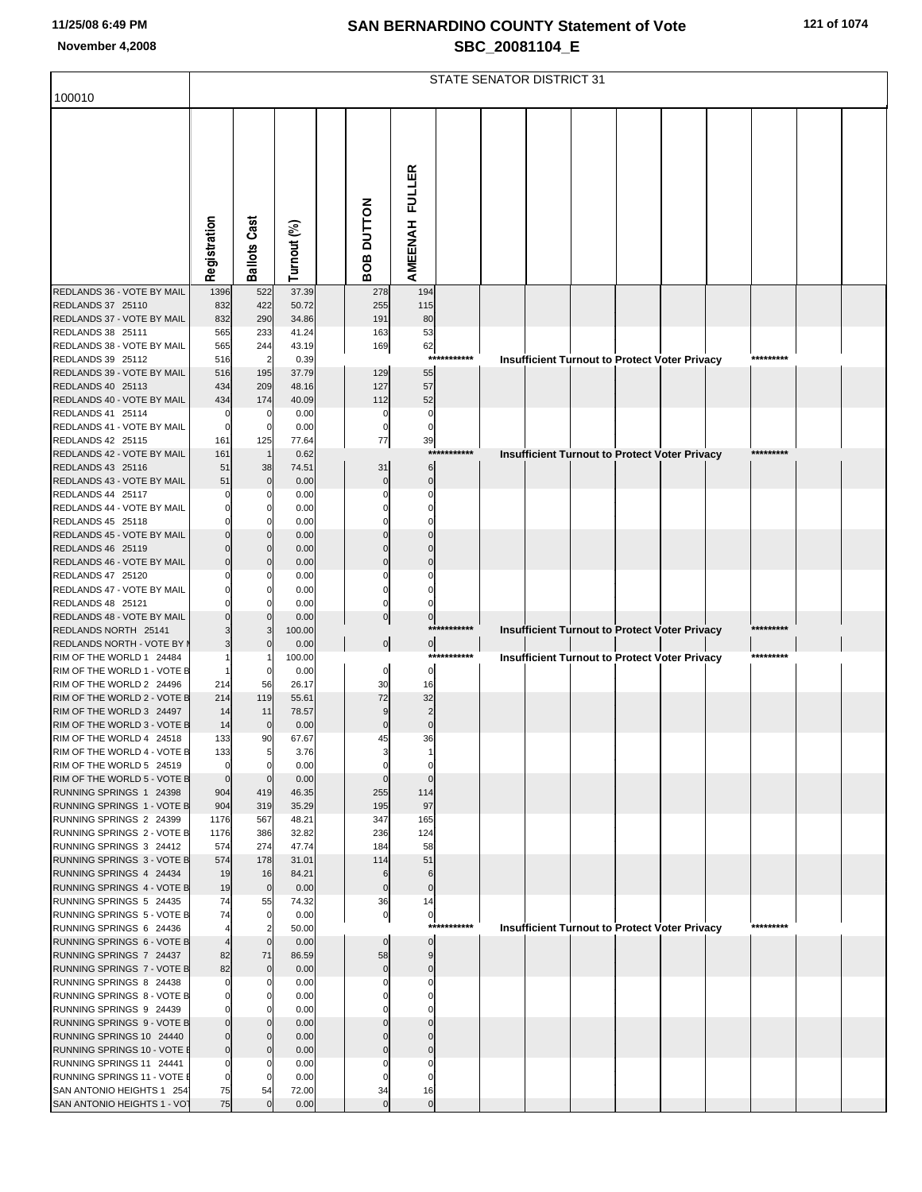# SAN BERNARDINO COUNTY Statement of Vote

## SBC_20081104_E

11/25/08 6:49 PM

November 4,2008

100010

STATE SENATOR DISTRICT 31

| | Registration | Ballots Cast | Turnout (%) | BOB DUTTON | AMEENAH FULLER |
|---|---|---|---|---|---|
| REDLANDS 36 - VOTE BY MAIL | 1396 | 522 | 37.39 | 278 | 194 |
| REDLANDS 37 25110 | 832 | 422 | 50.72 | 255 | 115 |
| REDLANDS 37 - VOTE BY MAIL | 832 | 290 | 34.86 | 191 | 80 |
| REDLANDS 38 25111 | 565 | 233 | 41.24 | 163 | 53 |
| REDLANDS 38 - VOTE BY MAIL | 565 | 244 | 43.19 | 169 | 62 |
| REDLANDS 39 25112 | 516 | 2 | 0.39 | *********** Insufficient Turnout to Protect Voter Privacy ********* | |
| REDLANDS 39 - VOTE BY MAIL | 516 | 195 | 37.79 | 129 | 55 |
| REDLANDS 40 25113 | 434 | 209 | 48.16 | 127 | 57 |
| REDLANDS 40 - VOTE BY MAIL | 434 | 174 | 40.09 | 112 | 52 |
| REDLANDS 41 25114 | 0 | 0 | 0.00 | 0 | 0 |
| REDLANDS 41 - VOTE BY MAIL | 0 | 0 | 0.00 | 0 | 0 |
| REDLANDS 42 25115 | 161 | 125 | 77.64 | 77 | 39 |
| REDLANDS 42 - VOTE BY MAIL | 161 | 1 | 0.62 | *********** Insufficient Turnout to Protect Voter Privacy ********* | |
| REDLANDS 43 25116 | 51 | 38 | 74.51 | 31 | 6 |
| REDLANDS 43 - VOTE BY MAIL | 51 | 0 | 0.00 | 0 | 0 |
| REDLANDS 44 25117 | 0 | 0 | 0.00 | 0 | 0 |
| REDLANDS 44 - VOTE BY MAIL | 0 | 0 | 0.00 | 0 | 0 |
| REDLANDS 45 25118 | 0 | 0 | 0.00 | 0 | 0 |
| REDLANDS 45 - VOTE BY MAIL | 0 | 0 | 0.00 | 0 | 0 |
| REDLANDS 46 25119 | 0 | 0 | 0.00 | 0 | 0 |
| REDLANDS 46 - VOTE BY MAIL | 0 | 0 | 0.00 | 0 | 0 |
| REDLANDS 47 25120 | 0 | 0 | 0.00 | 0 | 0 |
| REDLANDS 47 - VOTE BY MAIL | 0 | 0 | 0.00 | 0 | 0 |
| REDLANDS 48 25121 | 0 | 0 | 0.00 | 0 | 0 |
| REDLANDS 48 - VOTE BY MAIL | 0 | 0 | 0.00 | 0 | 0 |
| REDLANDS NORTH 25141 | 3 | 3 | 100.00 | *********** Insufficient Turnout to Protect Voter Privacy ********* | |
| REDLANDS NORTH - VOTE BY M | 3 | 0 | 0.00 | 0 | 0 |
| RIM OF THE WORLD 1 24484 | 1 | 1 | 100.00 | *********** Insufficient Turnout to Protect Voter Privacy ********* | |
| RIM OF THE WORLD 1 - VOTE B | 1 | 0 | 0.00 | 0 | 0 |
| RIM OF THE WORLD 2 24496 | 214 | 56 | 26.17 | 30 | 16 |
| RIM OF THE WORLD 2 - VOTE B | 214 | 119 | 55.61 | 72 | 32 |
| RIM OF THE WORLD 3 24497 | 14 | 11 | 78.57 | 9 | 2 |
| RIM OF THE WORLD 3 - VOTE B | 14 | 0 | 0.00 | 0 | 0 |
| RIM OF THE WORLD 4 24518 | 133 | 90 | 67.67 | 45 | 36 |
| RIM OF THE WORLD 4 - VOTE B | 133 | 5 | 3.76 | 3 | 1 |
| RIM OF THE WORLD 5 24519 | 0 | 0 | 0.00 | 0 | 0 |
| RIM OF THE WORLD 5 - VOTE B | 0 | 0 | 0.00 | 0 | 0 |
| RUNNING SPRINGS 1 24398 | 904 | 419 | 46.35 | 255 | 114 |
| RUNNING SPRINGS 1 - VOTE B | 904 | 319 | 35.29 | 195 | 97 |
| RUNNING SPRINGS 2 24399 | 1176 | 567 | 48.21 | 347 | 165 |
| RUNNING SPRINGS 2 - VOTE B | 1176 | 386 | 32.82 | 236 | 124 |
| RUNNING SPRINGS 3 24412 | 574 | 274 | 47.74 | 184 | 58 |
| RUNNING SPRINGS 3 - VOTE B | 574 | 178 | 31.01 | 114 | 51 |
| RUNNING SPRINGS 4 24434 | 19 | 16 | 84.21 | 6 | 6 |
| RUNNING SPRINGS 4 - VOTE B | 19 | 0 | 0.00 | 0 | 0 |
| RUNNING SPRINGS 5 24435 | 74 | 55 | 74.32 | 36 | 14 |
| RUNNING SPRINGS 5 - VOTE B | 74 | 0 | 0.00 | 0 | 0 |
| RUNNING SPRINGS 6 24436 | 4 | 2 | 50.00 | *********** Insufficient Turnout to Protect Voter Privacy ********* | |
| RUNNING SPRINGS 6 - VOTE B | 4 | 0 | 0.00 | 0 | 0 |
| RUNNING SPRINGS 7 24437 | 82 | 71 | 86.59 | 58 | 9 |
| RUNNING SPRINGS 7 - VOTE B | 82 | 0 | 0.00 | 0 | 0 |
| RUNNING SPRINGS 8 24438 | 0 | 0 | 0.00 | 0 | 0 |
| RUNNING SPRINGS 8 - VOTE B | 0 | 0 | 0.00 | 0 | 0 |
| RUNNING SPRINGS 9 24439 | 0 | 0 | 0.00 | 0 | 0 |
| RUNNING SPRINGS 9 - VOTE B | 0 | 0 | 0.00 | 0 | 0 |
| RUNNING SPRINGS 10 24440 | 0 | 0 | 0.00 | 0 | 0 |
| RUNNING SPRINGS 10 - VOTE B | 0 | 0 | 0.00 | 0 | 0 |
| RUNNING SPRINGS 11 24441 | 0 | 0 | 0.00 | 0 | 0 |
| RUNNING SPRINGS 11 - VOTE B | 0 | 0 | 0.00 | 0 | 0 |
| SAN ANTONIO HEIGHTS 1 254 | 75 | 54 | 72.00 | 34 | 16 |
| SAN ANTONIO HEIGHTS 1 - VOT | 75 | 0 | 0.00 | 0 | 0 |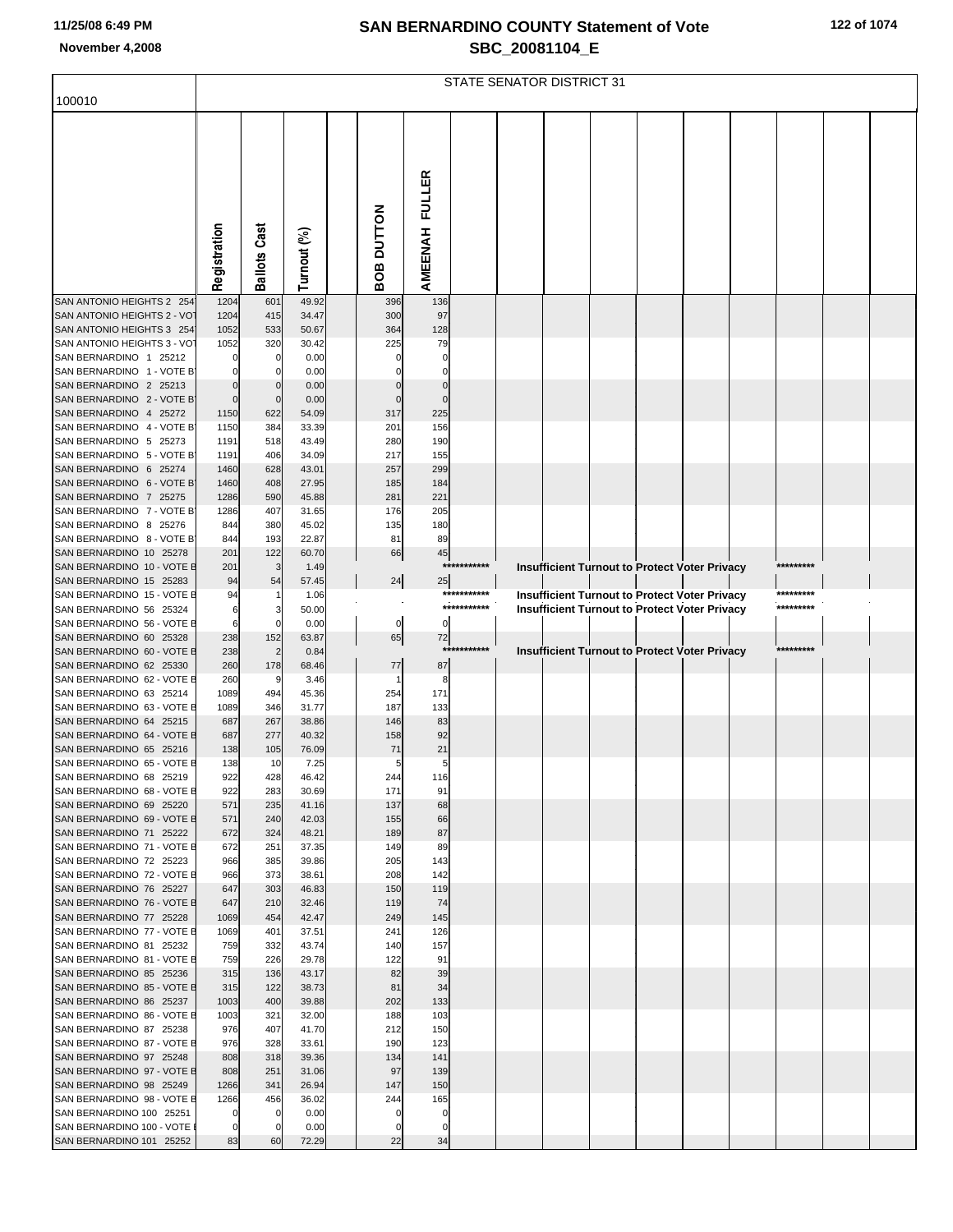# SAN BERNARDINO COUNTY Statement of Vote
## SBC_20081104_E

11/25/08 6:49 PM
November 4,2008

STATE SENATOR DISTRICT 31

100010

| | Registration | Ballots Cast | Turnout (%) | | BOB DUTTON | AMEENAH FULLER | | | | | | | | | | |
|---|---|---|---|---|---|---|---|---|---|---|---|---|---|---|---|---|
| SAN ANTONIO HEIGHTS 2 254 | 1204 | 601 | 49.92 | | 396 | 136 | | | | | | | | | | |
| SAN ANTONIO HEIGHTS 2 - VOT | 1204 | 415 | 34.47 | | 300 | 97 | | | | | | | | | | |
| SAN ANTONIO HEIGHTS 3 254 | 1052 | 533 | 50.67 | | 364 | 128 | | | | | | | | | | |
| SAN ANTONIO HEIGHTS 3 - VOT | 1052 | 320 | 30.42 | | 225 | 79 | | | | | | | | | | |
| SAN BERNARDINO 1 25212 | 0 | 0 | 0.00 | | 0 | 0 | | | | | | | | | | |
| SAN BERNARDINO 1 - VOTE B | 0 | 0 | 0.00 | | 0 | 0 | | | | | | | | | | |
| SAN BERNARDINO 2 25213 | 0 | 0 | 0.00 | | 0 | 0 | | | | | | | | | | |
| SAN BERNARDINO 2 - VOTE B | 0 | 0 | 0.00 | | 0 | 0 | | | | | | | | | | |
| SAN BERNARDINO 4 25272 | 1150 | 622 | 54.09 | | 317 | 225 | | | | | | | | | | |
| SAN BERNARDINO 4 - VOTE B | 1150 | 384 | 33.39 | | 201 | 156 | | | | | | | | | | |
| SAN BERNARDINO 5 25273 | 1191 | 518 | 43.49 | | 280 | 190 | | | | | | | | | | |
| SAN BERNARDINO 5 - VOTE B | 1191 | 406 | 34.09 | | 217 | 155 | | | | | | | | | | |
| SAN BERNARDINO 6 25274 | 1460 | 628 | 43.01 | | 257 | 299 | | | | | | | | | | |
| SAN BERNARDINO 6 - VOTE B | 1460 | 408 | 27.95 | | 185 | 184 | | | | | | | | | | |
| SAN BERNARDINO 7 25275 | 1286 | 590 | 45.88 | | 281 | 221 | | | | | | | | | | |
| SAN BERNARDINO 7 - VOTE B | 1286 | 407 | 31.65 | | 176 | 205 | | | | | | | | | | |
| SAN BERNARDINO 8 25276 | 844 | 380 | 45.02 | | 135 | 180 | | | | | | | | | | |
| SAN BERNARDINO 8 - VOTE B | 844 | 193 | 22.87 | | 81 | 89 | | | | | | | | | | |
| SAN BERNARDINO 10 25278 | 201 | 122 | 60.70 | | 66 | 45 | | | | | | | | | | |
| SAN BERNARDINO 10 - VOTE B | 201 | 3 | 1.49 | | | | *********** | Insufficient Turnout to Protect Voter Privacy | | | | | | ********* | | |
| SAN BERNARDINO 15 25283 | 94 | 54 | 57.45 | | 24 | 25 | | | | | | | | | | |
| SAN BERNARDINO 15 - VOTE B | 94 | 1 | 1.06 | | | | *********** | Insufficient Turnout to Protect Voter Privacy | | | | | | ********* | | |
| SAN BERNARDINO 56 25324 | 6 | 3 | 50.00 | | | | *********** | Insufficient Turnout to Protect Voter Privacy | | | | | | ********* | | |
| SAN BERNARDINO 56 - VOTE B | 6 | 0 | 0.00 | | 0 | 0 | | | | | | | | | | |
| SAN BERNARDINO 60 25328 | 238 | 152 | 63.87 | | 65 | 72 | | | | | | | | | | |
| SAN BERNARDINO 60 - VOTE B | 238 | 2 | 0.84 | | | | *********** | Insufficient Turnout to Protect Voter Privacy | | | | | | ********* | | |
| SAN BERNARDINO 62 25330 | 260 | 178 | 68.46 | | 77 | 87 | | | | | | | | | | |
| SAN BERNARDINO 62 - VOTE B | 260 | 9 | 3.46 | | 1 | 8 | | | | | | | | | | |
| SAN BERNARDINO 63 25214 | 1089 | 494 | 45.36 | | 254 | 171 | | | | | | | | | | |
| SAN BERNARDINO 63 - VOTE B | 1089 | 346 | 31.77 | | 187 | 133 | | | | | | | | | | |
| SAN BERNARDINO 64 25215 | 687 | 267 | 38.86 | | 146 | 83 | | | | | | | | | | |
| SAN BERNARDINO 64 - VOTE B | 687 | 277 | 40.32 | | 158 | 92 | | | | | | | | | | |
| SAN BERNARDINO 65 25216 | 138 | 105 | 76.09 | | 71 | 21 | | | | | | | | | | |
| SAN BERNARDINO 65 - VOTE B | 138 | 10 | 7.25 | | 5 | 5 | | | | | | | | | | |
| SAN BERNARDINO 68 25219 | 922 | 428 | 46.42 | | 244 | 116 | | | | | | | | | | |
| SAN BERNARDINO 68 - VOTE B | 922 | 283 | 30.69 | | 171 | 91 | | | | | | | | | | |
| SAN BERNARDINO 69 25220 | 571 | 235 | 41.16 | | 137 | 68 | | | | | | | | | | |
| SAN BERNARDINO 69 - VOTE B | 571 | 240 | 42.03 | | 155 | 66 | | | | | | | | | | |
| SAN BERNARDINO 71 25222 | 672 | 324 | 48.21 | | 189 | 87 | | | | | | | | | | |
| SAN BERNARDINO 71 - VOTE B | 672 | 251 | 37.35 | | 149 | 89 | | | | | | | | | | |
| SAN BERNARDINO 72 25223 | 966 | 385 | 39.86 | | 205 | 143 | | | | | | | | | | |
| SAN BERNARDINO 72 - VOTE B | 966 | 373 | 38.61 | | 208 | 142 | | | | | | | | | | |
| SAN BERNARDINO 76 25227 | 647 | 303 | 46.83 | | 150 | 119 | | | | | | | | | | |
| SAN BERNARDINO 76 - VOTE B | 647 | 210 | 32.46 | | 119 | 74 | | | | | | | | | | |
| SAN BERNARDINO 77 25228 | 1069 | 454 | 42.47 | | 249 | 145 | | | | | | | | | | |
| SAN BERNARDINO 77 - VOTE B | 1069 | 401 | 37.51 | | 241 | 126 | | | | | | | | | | |
| SAN BERNARDINO 81 25232 | 759 | 332 | 43.74 | | 140 | 157 | | | | | | | | | | |
| SAN BERNARDINO 81 - VOTE B | 759 | 226 | 29.78 | | 122 | 91 | | | | | | | | | | |
| SAN BERNARDINO 85 25236 | 315 | 136 | 43.17 | | 82 | 39 | | | | | | | | | | |
| SAN BERNARDINO 85 - VOTE B | 315 | 122 | 38.73 | | 81 | 34 | | | | | | | | | | |
| SAN BERNARDINO 86 25237 | 1003 | 400 | 39.88 | | 202 | 133 | | | | | | | | | | |
| SAN BERNARDINO 86 - VOTE B | 1003 | 321 | 32.00 | | 188 | 103 | | | | | | | | | | |
| SAN BERNARDINO 87 25238 | 976 | 407 | 41.70 | | 212 | 150 | | | | | | | | | | |
| SAN BERNARDINO 87 - VOTE B | 976 | 328 | 33.61 | | 190 | 123 | | | | | | | | | | |
| SAN BERNARDINO 97 25248 | 808 | 318 | 39.36 | | 134 | 141 | | | | | | | | | | |
| SAN BERNARDINO 97 - VOTE B | 808 | 251 | 31.06 | | 97 | 139 | | | | | | | | | | |
| SAN BERNARDINO 98 25249 | 1266 | 341 | 26.94 | | 147 | 150 | | | | | | | | | | |
| SAN BERNARDINO 98 - VOTE B | 1266 | 456 | 36.02 | | 244 | 165 | | | | | | | | | | |
| SAN BERNARDINO 100 25251 | 0 | 0 | 0.00 | | 0 | 0 | | | | | | | | | | |
| SAN BERNARDINO 100 - VOTE B | 0 | 0 | 0.00 | | 0 | 0 | | | | | | | | | | |
| SAN BERNARDINO 101 25252 | 83 | 60 | 72.29 | | 22 | 34 | | | | | | | | | | |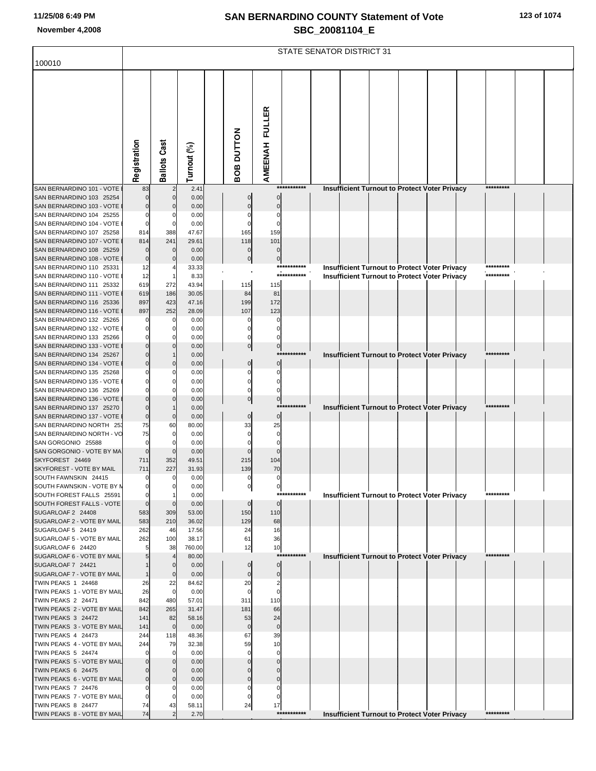# SAN BERNARDINO COUNTY Statement of Vote

## SBC_20081104_E

11/25/08 6:49 PM

November 4,2008

100010

STATE SENATOR DISTRICT 31

| | Registration | Ballots Cast | Turnout (%) | BOB DUTTON | AMEENAH FULLER |
|---|---|---|---|---|---|
| SAN BERNARDINO 101 - VOTE I | 83 | 2 | 2.41 | *********** Insufficient Turnout to Protect Voter Privacy ********* | |
| SAN BERNARDINO 103 25254 | 0 | 0 | 0.00 | 0 | 0 |
| SAN BERNARDINO 103 - VOTE I | 0 | 0 | 0.00 | 0 | 0 |
| SAN BERNARDINO 104 25255 | 0 | 0 | 0.00 | 0 | 0 |
| SAN BERNARDINO 104 - VOTE I | 0 | 0 | 0.00 | 0 | 0 |
| SAN BERNARDINO 107 25258 | 814 | 388 | 47.67 | 165 | 159 |
| SAN BERNARDINO 107 - VOTE I | 814 | 241 | 29.61 | 118 | 101 |
| SAN BERNARDINO 108 25259 | 0 | 0 | 0.00 | 0 | 0 |
| SAN BERNARDINO 108 - VOTE I | 0 | 0 | 0.00 | 0 | 0 |
| SAN BERNARDINO 110 25331 | 12 | 4 | 33.33 | *********** Insufficient Turnout to Protect Voter Privacy ********* | |
| SAN BERNARDINO 110 - VOTE I | 12 | 1 | 8.33 | *********** Insufficient Turnout to Protect Voter Privacy ********* | |
| SAN BERNARDINO 111 25332 | 619 | 272 | 43.94 | 115 | 115 |
| SAN BERNARDINO 111 - VOTE I | 619 | 186 | 30.05 | 84 | 81 |
| SAN BERNARDINO 116 25336 | 897 | 423 | 47.16 | 199 | 172 |
| SAN BERNARDINO 116 - VOTE I | 897 | 252 | 28.09 | 107 | 123 |
| SAN BERNARDINO 132 25265 | 0 | 0 | 0.00 | 0 | 0 |
| SAN BERNARDINO 132 - VOTE I | 0 | 0 | 0.00 | 0 | 0 |
| SAN BERNARDINO 133 25266 | 0 | 0 | 0.00 | 0 | 0 |
| SAN BERNARDINO 133 - VOTE I | 0 | 0 | 0.00 | 0 | 0 |
| SAN BERNARDINO 134 25267 | 0 | 1 | 0.00 | *********** Insufficient Turnout to Protect Voter Privacy ********* | |
| SAN BERNARDINO 134 - VOTE I | 0 | 0 | 0.00 | 0 | 0 |
| SAN BERNARDINO 135 25268 | 0 | 0 | 0.00 | 0 | 0 |
| SAN BERNARDINO 135 - VOTE I | 0 | 0 | 0.00 | 0 | 0 |
| SAN BERNARDINO 136 25269 | 0 | 0 | 0.00 | 0 | 0 |
| SAN BERNARDINO 136 - VOTE I | 0 | 0 | 0.00 | 0 | 0 |
| SAN BERNARDINO 137 25270 | 0 | 1 | 0.00 | *********** Insufficient Turnout to Protect Voter Privacy ********* | |
| SAN BERNARDINO 137 - VOTE I | 0 | 0 | 0.00 | 0 | 0 |
| SAN BERNARDINO NORTH 253 | 75 | 60 | 80.00 | 33 | 25 |
| SAN BERNARDINO NORTH - VO | 75 | 0 | 0.00 | 0 | 0 |
| SAN GORGONIO 25588 | 0 | 0 | 0.00 | 0 | 0 |
| SAN GORGONIO - VOTE BY MA | 0 | 0 | 0.00 | 0 | 0 |
| SKYFOREST 24469 | 711 | 352 | 49.51 | 215 | 104 |
| SKYFOREST - VOTE BY MAIL | 711 | 227 | 31.93 | 139 | 70 |
| SOUTH FAWNSKIN 24415 | 0 | 0 | 0.00 | 0 | 0 |
| SOUTH FAWNSKIN - VOTE BY M | 0 | 0 | 0.00 | 0 | 0 |
| SOUTH FOREST FALLS 25591 | 0 | 1 | 0.00 | *********** Insufficient Turnout to Protect Voter Privacy ********* | |
| SOUTH FOREST FALLS - VOTE | 0 | 0 | 0.00 | 0 | 0 |
| SUGARLOAF 2 24408 | 583 | 309 | 53.00 | 150 | 110 |
| SUGARLOAF 2 - VOTE BY MAIL | 583 | 210 | 36.02 | 129 | 68 |
| SUGARLOAF 5 24419 | 262 | 46 | 17.56 | 24 | 16 |
| SUGARLOAF 5 - VOTE BY MAIL | 262 | 100 | 38.17 | 61 | 36 |
| SUGARLOAF 6 24420 | 5 | 38 | 760.00 | 12 | 10 |
| SUGARLOAF 6 - VOTE BY MAIL | 5 | 4 | 80.00 | *********** Insufficient Turnout to Protect Voter Privacy ********* | |
| SUGARLOAF 7 24421 | 1 | 0 | 0.00 | 0 | 0 |
| SUGARLOAF 7 - VOTE BY MAIL | 1 | 0 | 0.00 | 0 | 0 |
| TWIN PEAKS 1 24468 | 26 | 22 | 84.62 | 20 | 2 |
| TWIN PEAKS 1 - VOTE BY MAIL | 26 | 0 | 0.00 | 0 | 0 |
| TWIN PEAKS 2 24471 | 842 | 480 | 57.01 | 311 | 110 |
| TWIN PEAKS 2 - VOTE BY MAIL | 842 | 265 | 31.47 | 181 | 66 |
| TWIN PEAKS 3 24472 | 141 | 82 | 58.16 | 53 | 24 |
| TWIN PEAKS 3 - VOTE BY MAIL | 141 | 0 | 0.00 | 0 | 0 |
| TWIN PEAKS 4 24473 | 244 | 118 | 48.36 | 67 | 39 |
| TWIN PEAKS 4 - VOTE BY MAIL | 244 | 79 | 32.38 | 59 | 10 |
| TWIN PEAKS 5 24474 | 0 | 0 | 0.00 | 0 | 0 |
| TWIN PEAKS 5 - VOTE BY MAIL | 0 | 0 | 0.00 | 0 | 0 |
| TWIN PEAKS 6 24475 | 0 | 0 | 0.00 | 0 | 0 |
| TWIN PEAKS 6 - VOTE BY MAIL | 0 | 0 | 0.00 | 0 | 0 |
| TWIN PEAKS 7 24476 | 0 | 0 | 0.00 | 0 | 0 |
| TWIN PEAKS 7 - VOTE BY MAIL | 0 | 0 | 0.00 | 0 | 0 |
| TWIN PEAKS 8 24477 | 74 | 43 | 58.11 | 24 | 17 |
| TWIN PEAKS 8 - VOTE BY MAIL | 74 | 2 | 2.70 | *********** Insufficient Turnout to Protect Voter Privacy ********* | |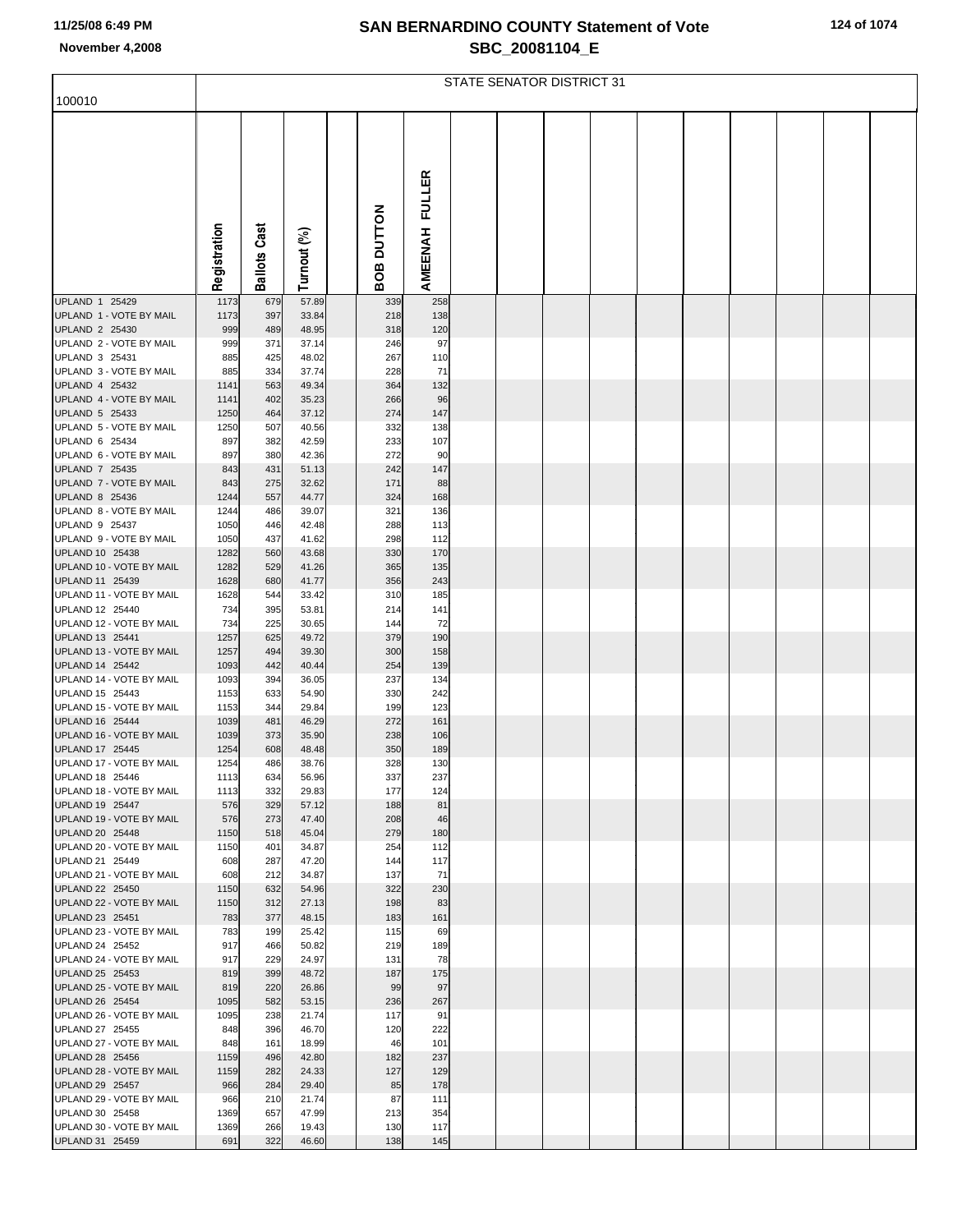# SAN BERNARDINO COUNTY Statement of Vote

## SBC_20081104_E

| 100010 | Registration | Ballots Cast | Turnout (%) | | BOB DUTTON | AMEENAH FULLER |
|---|---|---|---|---|---|---|
| | STATE SENATOR DISTRICT 31 | | | | | |
| UPLAND 1 25429 | 1173 | 679 | 57.89 | | 339 | 258 |
| UPLAND 1 - VOTE BY MAIL | 1173 | 397 | 33.84 | | 218 | 138 |
| UPLAND 2 25430 | 999 | 489 | 48.95 | | 318 | 120 |
| UPLAND 2 - VOTE BY MAIL | 999 | 371 | 37.14 | | 246 | 97 |
| UPLAND 3 25431 | 885 | 425 | 48.02 | | 267 | 110 |
| UPLAND 3 - VOTE BY MAIL | 885 | 334 | 37.74 | | 228 | 71 |
| UPLAND 4 25432 | 1141 | 563 | 49.34 | | 364 | 132 |
| UPLAND 4 - VOTE BY MAIL | 1141 | 402 | 35.23 | | 266 | 96 |
| UPLAND 5 25433 | 1250 | 464 | 37.12 | | 274 | 147 |
| UPLAND 5 - VOTE BY MAIL | 1250 | 507 | 40.56 | | 332 | 138 |
| UPLAND 6 25434 | 897 | 382 | 42.59 | | 233 | 107 |
| UPLAND 6 - VOTE BY MAIL | 897 | 380 | 42.36 | | 272 | 90 |
| UPLAND 7 25435 | 843 | 431 | 51.13 | | 242 | 147 |
| UPLAND 7 - VOTE BY MAIL | 843 | 275 | 32.62 | | 171 | 88 |
| UPLAND 8 25436 | 1244 | 557 | 44.77 | | 324 | 168 |
| UPLAND 8 - VOTE BY MAIL | 1244 | 486 | 39.07 | | 321 | 136 |
| UPLAND 9 25437 | 1050 | 446 | 42.48 | | 288 | 113 |
| UPLAND 9 - VOTE BY MAIL | 1050 | 437 | 41.62 | | 298 | 112 |
| UPLAND 10 25438 | 1282 | 560 | 43.68 | | 330 | 170 |
| UPLAND 10 - VOTE BY MAIL | 1282 | 529 | 41.26 | | 365 | 135 |
| UPLAND 11 25439 | 1628 | 680 | 41.77 | | 356 | 243 |
| UPLAND 11 - VOTE BY MAIL | 1628 | 544 | 33.42 | | 310 | 185 |
| UPLAND 12 25440 | 734 | 395 | 53.81 | | 214 | 141 |
| UPLAND 12 - VOTE BY MAIL | 734 | 225 | 30.65 | | 144 | 72 |
| UPLAND 13 25441 | 1257 | 625 | 49.72 | | 379 | 190 |
| UPLAND 13 - VOTE BY MAIL | 1257 | 494 | 39.30 | | 300 | 158 |
| UPLAND 14 25442 | 1093 | 442 | 40.44 | | 254 | 139 |
| UPLAND 14 - VOTE BY MAIL | 1093 | 394 | 36.05 | | 237 | 134 |
| UPLAND 15 25443 | 1153 | 633 | 54.90 | | 330 | 242 |
| UPLAND 15 - VOTE BY MAIL | 1153 | 344 | 29.84 | | 199 | 123 |
| UPLAND 16 25444 | 1039 | 481 | 46.29 | | 272 | 161 |
| UPLAND 16 - VOTE BY MAIL | 1039 | 373 | 35.90 | | 238 | 106 |
| UPLAND 17 25445 | 1254 | 608 | 48.48 | | 350 | 189 |
| UPLAND 17 - VOTE BY MAIL | 1254 | 486 | 38.76 | | 328 | 130 |
| UPLAND 18 25446 | 1113 | 634 | 56.96 | | 337 | 237 |
| UPLAND 18 - VOTE BY MAIL | 1113 | 332 | 29.83 | | 177 | 124 |
| UPLAND 19 25447 | 576 | 329 | 57.12 | | 188 | 81 |
| UPLAND 19 - VOTE BY MAIL | 576 | 273 | 47.40 | | 208 | 46 |
| UPLAND 20 25448 | 1150 | 518 | 45.04 | | 279 | 180 |
| UPLAND 20 - VOTE BY MAIL | 1150 | 401 | 34.87 | | 254 | 112 |
| UPLAND 21 25449 | 608 | 287 | 47.20 | | 144 | 117 |
| UPLAND 21 - VOTE BY MAIL | 608 | 212 | 34.87 | | 137 | 71 |
| UPLAND 22 25450 | 1150 | 632 | 54.96 | | 322 | 230 |
| UPLAND 22 - VOTE BY MAIL | 1150 | 312 | 27.13 | | 198 | 83 |
| UPLAND 23 25451 | 783 | 377 | 48.15 | | 183 | 161 |
| UPLAND 23 - VOTE BY MAIL | 783 | 199 | 25.42 | | 115 | 69 |
| UPLAND 24 25452 | 917 | 466 | 50.82 | | 219 | 189 |
| UPLAND 24 - VOTE BY MAIL | 917 | 229 | 24.97 | | 131 | 78 |
| UPLAND 25 25453 | 819 | 399 | 48.72 | | 187 | 175 |
| UPLAND 25 - VOTE BY MAIL | 819 | 220 | 26.86 | | 99 | 97 |
| UPLAND 26 25454 | 1095 | 582 | 53.15 | | 236 | 267 |
| UPLAND 26 - VOTE BY MAIL | 1095 | 238 | 21.74 | | 117 | 91 |
| UPLAND 27 25455 | 848 | 396 | 46.70 | | 120 | 222 |
| UPLAND 27 - VOTE BY MAIL | 848 | 161 | 18.99 | | 46 | 101 |
| UPLAND 28 25456 | 1159 | 496 | 42.80 | | 182 | 237 |
| UPLAND 28 - VOTE BY MAIL | 1159 | 282 | 24.33 | | 127 | 129 |
| UPLAND 29 25457 | 966 | 284 | 29.40 | | 85 | 178 |
| UPLAND 29 - VOTE BY MAIL | 966 | 210 | 21.74 | | 87 | 111 |
| UPLAND 30 25458 | 1369 | 657 | 47.99 | | 213 | 354 |
| UPLAND 30 - VOTE BY MAIL | 1369 | 266 | 19.43 | | 130 | 117 |
| UPLAND 31 25459 | 691 | 322 | 46.60 | | 138 | 145 |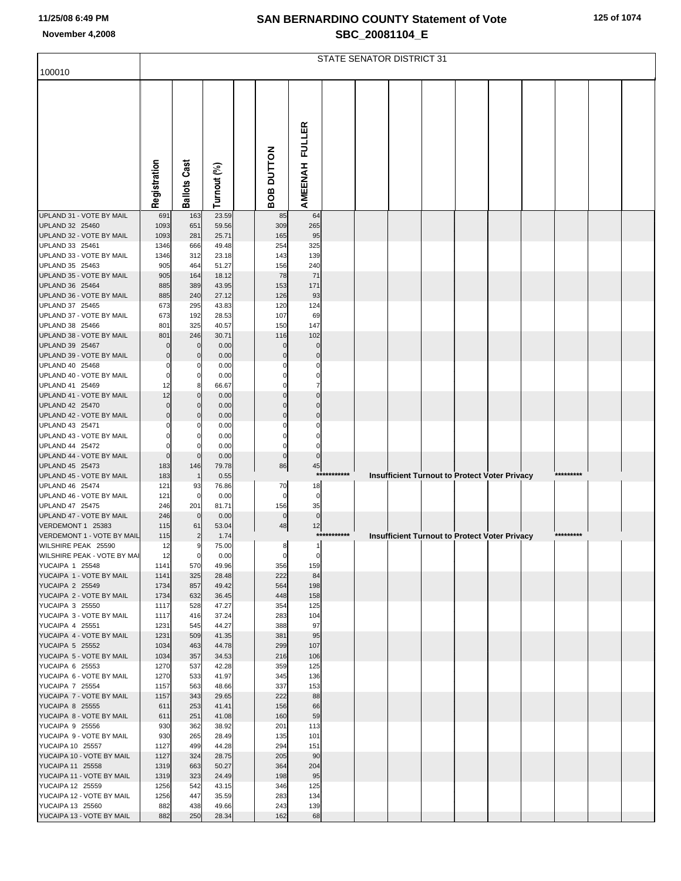# SAN BERNARDINO COUNTY Statement of Vote
## SBC_20081104_E

November 4,2008

STATE SENATOR DISTRICT 31

100010

| | Registration | Ballots Cast | Turnout (%) | | BOB DUTTON | AMEENAH FULLER |
|---|---|---|---|---|---|---|
| UPLAND 31 - VOTE BY MAIL | 691 | 163 | 23.59 | | 85 | 64 |
| UPLAND 32 25460 | 1093 | 651 | 59.56 | | 309 | 265 |
| UPLAND 32 - VOTE BY MAIL | 1093 | 281 | 25.71 | | 165 | 95 |
| UPLAND 33 25461 | 1346 | 666 | 49.48 | | 254 | 325 |
| UPLAND 33 - VOTE BY MAIL | 1346 | 312 | 23.18 | | 143 | 139 |
| UPLAND 35 25463 | 905 | 464 | 51.27 | | 156 | 240 |
| UPLAND 35 - VOTE BY MAIL | 905 | 164 | 18.12 | | 78 | 71 |
| UPLAND 36 25464 | 885 | 389 | 43.95 | | 153 | 171 |
| UPLAND 36 - VOTE BY MAIL | 885 | 240 | 27.12 | | 126 | 93 |
| UPLAND 37 25465 | 673 | 295 | 43.83 | | 120 | 124 |
| UPLAND 37 - VOTE BY MAIL | 673 | 192 | 28.53 | | 107 | 69 |
| UPLAND 38 25466 | 801 | 325 | 40.57 | | 150 | 147 |
| UPLAND 38 - VOTE BY MAIL | 801 | 246 | 30.71 | | 116 | 102 |
| UPLAND 39 25467 | 0 | 0 | 0.00 | | 0 | 0 |
| UPLAND 39 - VOTE BY MAIL | 0 | 0 | 0.00 | | 0 | 0 |
| UPLAND 40 25468 | 0 | 0 | 0.00 | | 0 | 0 |
| UPLAND 40 - VOTE BY MAIL | 0 | 0 | 0.00 | | 0 | 0 |
| UPLAND 41 25469 | 12 | 8 | 66.67 | | 0 | 7 |
| UPLAND 41 - VOTE BY MAIL | 12 | 0 | 0.00 | | 0 | 0 |
| UPLAND 42 25470 | 0 | 0 | 0.00 | | 0 | 0 |
| UPLAND 42 - VOTE BY MAIL | 0 | 0 | 0.00 | | 0 | 0 |
| UPLAND 43 25471 | 0 | 0 | 0.00 | | 0 | 0 |
| UPLAND 43 - VOTE BY MAIL | 0 | 0 | 0.00 | | 0 | 0 |
| UPLAND 44 25472 | 0 | 0 | 0.00 | | 0 | 0 |
| UPLAND 44 - VOTE BY MAIL | 0 | 0 | 0.00 | | 0 | 0 |
| UPLAND 45 25473 | 183 | 146 | 79.78 | | 86 | 45 |
| UPLAND 45 - VOTE BY MAIL | 183 | 1 | 0.55 | | *********** Insufficient Turnout to Protect Voter Privacy ********* | |
| UPLAND 46 25474 | 121 | 93 | 76.86 | | 70 | 18 |
| UPLAND 46 - VOTE BY MAIL | 121 | 0 | 0.00 | | 0 | 0 |
| UPLAND 47 25475 | 246 | 201 | 81.71 | | 156 | 35 |
| UPLAND 47 - VOTE BY MAIL | 246 | 0 | 0.00 | | 0 | 0 |
| VERDEMONT 1 25383 | 115 | 61 | 53.04 | | 48 | 12 |
| VERDEMONT 1 - VOTE BY MAIL | 115 | 2 | 1.74 | | *********** Insufficient Turnout to Protect Voter Privacy ********* | |
| WILSHIRE PEAK 25590 | 12 | 9 | 75.00 | | 8 | 1 |
| WILSHIRE PEAK - VOTE BY MAIL | 12 | 0 | 0.00 | | 0 | 0 |
| YUCAIPA 1 25548 | 1141 | 570 | 49.96 | | 356 | 159 |
| YUCAIPA 1 - VOTE BY MAIL | 1141 | 325 | 28.48 | | 222 | 84 |
| YUCAIPA 2 25549 | 1734 | 857 | 49.42 | | 564 | 198 |
| YUCAIPA 2 - VOTE BY MAIL | 1734 | 632 | 36.45 | | 448 | 158 |
| YUCAIPA 3 25550 | 1117 | 528 | 47.27 | | 354 | 125 |
| YUCAIPA 3 - VOTE BY MAIL | 1117 | 416 | 37.24 | | 283 | 104 |
| YUCAIPA 4 25551 | 1231 | 545 | 44.27 | | 388 | 97 |
| YUCAIPA 4 - VOTE BY MAIL | 1231 | 509 | 41.35 | | 381 | 95 |
| YUCAIPA 5 25552 | 1034 | 463 | 44.78 | | 299 | 107 |
| YUCAIPA 5 - VOTE BY MAIL | 1034 | 357 | 34.53 | | 216 | 106 |
| YUCAIPA 6 25553 | 1270 | 537 | 42.28 | | 359 | 125 |
| YUCAIPA 6 - VOTE BY MAIL | 1270 | 533 | 41.97 | | 345 | 136 |
| YUCAIPA 7 25554 | 1157 | 563 | 48.66 | | 337 | 153 |
| YUCAIPA 7 - VOTE BY MAIL | 1157 | 343 | 29.65 | | 222 | 88 |
| YUCAIPA 8 25555 | 611 | 253 | 41.41 | | 156 | 66 |
| YUCAIPA 8 - VOTE BY MAIL | 611 | 251 | 41.08 | | 160 | 59 |
| YUCAIPA 9 25556 | 930 | 362 | 38.92 | | 201 | 113 |
| YUCAIPA 9 - VOTE BY MAIL | 930 | 265 | 28.49 | | 135 | 101 |
| YUCAIPA 10 25557 | 1127 | 499 | 44.28 | | 294 | 151 |
| YUCAIPA 10 - VOTE BY MAIL | 1127 | 324 | 28.75 | | 205 | 90 |
| YUCAIPA 11 25558 | 1319 | 663 | 50.27 | | 364 | 204 |
| YUCAIPA 11 - VOTE BY MAIL | 1319 | 323 | 24.49 | | 198 | 95 |
| YUCAIPA 12 25559 | 1256 | 542 | 43.15 | | 346 | 125 |
| YUCAIPA 12 - VOTE BY MAIL | 1256 | 447 | 35.59 | | 283 | 134 |
| YUCAIPA 13 25560 | 882 | 438 | 49.66 | | 243 | 139 |
| YUCAIPA 13 - VOTE BY MAIL | 882 | 250 | 28.34 | | 162 | 68 |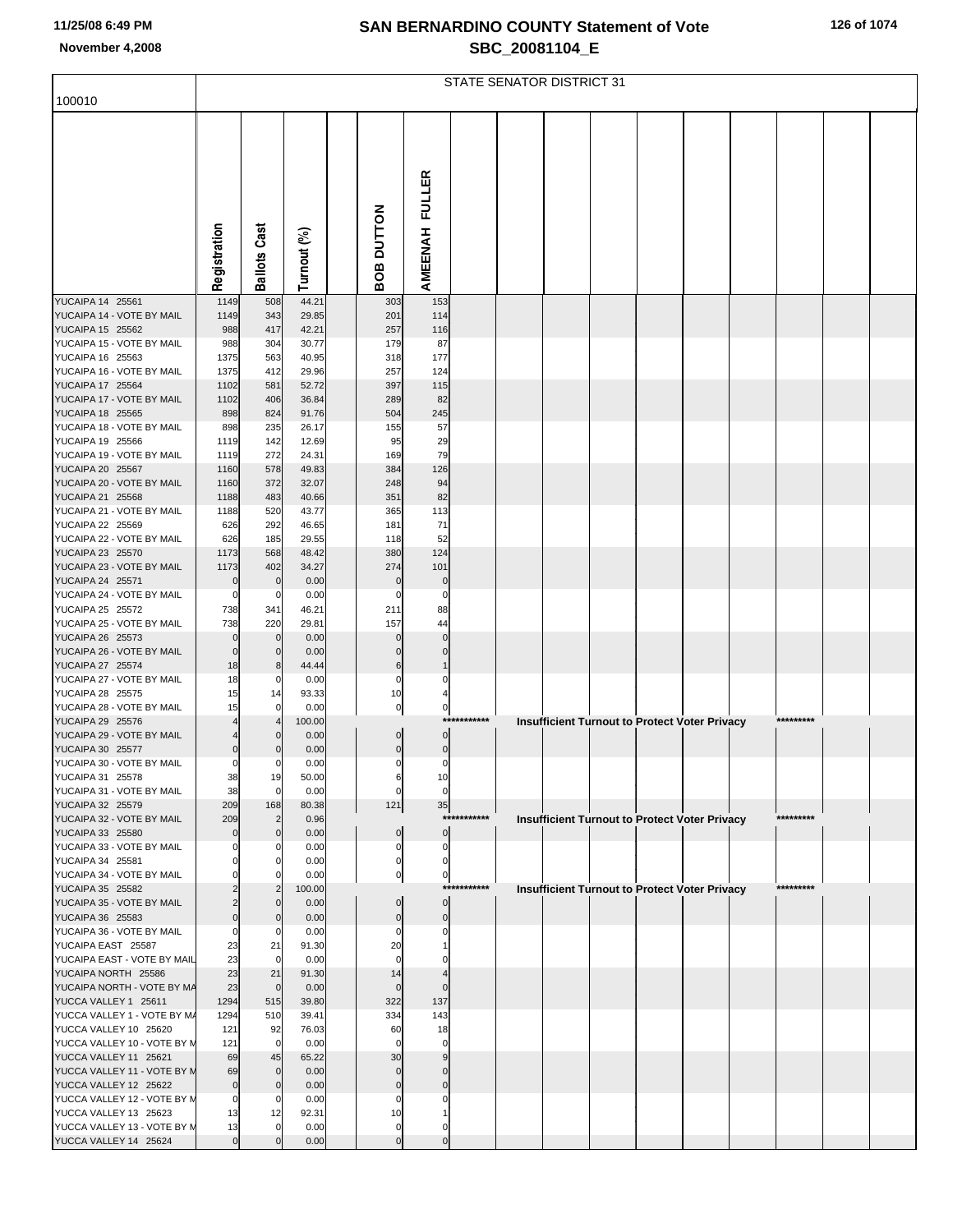# SAN BERNARDINO COUNTY Statement of Vote

November 4,2008

SBC_20081104_E

## STATE SENATOR DISTRICT 31

100010

| | Registration | Ballots Cast | Turnout (%) | | BOB DUTTON | AMEENAH FULLER | | | | | | | | | | |
|---|---|---|---|---|---|---|---|---|---|---|---|---|---|---|---|---|
| YUCAIPA 14 25561 | 1149 | 508 | 44.21 | | 303 | 153 | | | | | | | | | | |
| YUCAIPA 14 - VOTE BY MAIL | 1149 | 343 | 29.85 | | 201 | 114 | | | | | | | | | | |
| YUCAIPA 15 25562 | 988 | 417 | 42.21 | | 257 | 116 | | | | | | | | | | |
| YUCAIPA 15 - VOTE BY MAIL | 988 | 304 | 30.77 | | 179 | 87 | | | | | | | | | | |
| YUCAIPA 16 25563 | 1375 | 563 | 40.95 | | 318 | 177 | | | | | | | | | | |
| YUCAIPA 16 - VOTE BY MAIL | 1375 | 412 | 29.96 | | 257 | 124 | | | | | | | | | | |
| YUCAIPA 17 25564 | 1102 | 581 | 52.72 | | 397 | 115 | | | | | | | | | | |
| YUCAIPA 17 - VOTE BY MAIL | 1102 | 406 | 36.84 | | 289 | 82 | | | | | | | | | | |
| YUCAIPA 18 25565 | 898 | 824 | 91.76 | | 504 | 245 | | | | | | | | | | |
| YUCAIPA 18 - VOTE BY MAIL | 898 | 235 | 26.17 | | 155 | 57 | | | | | | | | | | |
| YUCAIPA 19 25566 | 1119 | 142 | 12.69 | | 95 | 29 | | | | | | | | | | |
| YUCAIPA 19 - VOTE BY MAIL | 1119 | 272 | 24.31 | | 169 | 79 | | | | | | | | | | |
| YUCAIPA 20 25567 | 1160 | 578 | 49.83 | | 384 | 126 | | | | | | | | | | |
| YUCAIPA 20 - VOTE BY MAIL | 1160 | 372 | 32.07 | | 248 | 94 | | | | | | | | | | |
| YUCAIPA 21 25568 | 1188 | 483 | 40.66 | | 351 | 82 | | | | | | | | | | |
| YUCAIPA 21 - VOTE BY MAIL | 1188 | 520 | 43.77 | | 365 | 113 | | | | | | | | | | |
| YUCAIPA 22 25569 | 626 | 292 | 46.65 | | 181 | 71 | | | | | | | | | | |
| YUCAIPA 22 - VOTE BY MAIL | 626 | 185 | 29.55 | | 118 | 52 | | | | | | | | | | |
| YUCAIPA 23 25570 | 1173 | 568 | 48.42 | | 380 | 124 | | | | | | | | | | |
| YUCAIPA 23 - VOTE BY MAIL | 1173 | 402 | 34.27 | | 274 | 101 | | | | | | | | | | |
| YUCAIPA 24 25571 | 0 | 0 | 0.00 | | 0 | 0 | | | | | | | | | | |
| YUCAIPA 24 - VOTE BY MAIL | 0 | 0 | 0.00 | | 0 | 0 | | | | | | | | | | |
| YUCAIPA 25 25572 | 738 | 341 | 46.21 | | 211 | 88 | | | | | | | | | | |
| YUCAIPA 25 - VOTE BY MAIL | 738 | 220 | 29.81 | | 157 | 44 | | | | | | | | | | |
| YUCAIPA 26 25573 | 0 | 0 | 0.00 | | 0 | 0 | | | | | | | | | | |
| YUCAIPA 26 - VOTE BY MAIL | 0 | 0 | 0.00 | | 0 | 0 | | | | | | | | | | |
| YUCAIPA 27 25574 | 18 | 8 | 44.44 | | 6 | 1 | | | | | | | | | | |
| YUCAIPA 27 - VOTE BY MAIL | 18 | 0 | 0.00 | | 0 | 0 | | | | | | | | | | |
| YUCAIPA 28 25575 | 15 | 14 | 93.33 | | 10 | 4 | | | | | | | | | | |
| YUCAIPA 28 - VOTE BY MAIL | 15 | 0 | 0.00 | | 0 | 0 | | | | | | | | | | |
| YUCAIPA 29 25576 | 4 | 4 | 100.00 | | | | *********** | Insufficient Turnout to Protect Voter Privacy | | | | | | ********* | | |
| YUCAIPA 29 - VOTE BY MAIL | 4 | 0 | 0.00 | | 0 | 0 | | | | | | | | | | |
| YUCAIPA 30 25577 | 0 | 0 | 0.00 | | 0 | 0 | | | | | | | | | | |
| YUCAIPA 30 - VOTE BY MAIL | 0 | 0 | 0.00 | | 0 | 0 | | | | | | | | | | |
| YUCAIPA 31 25578 | 38 | 19 | 50.00 | | 6 | 10 | | | | | | | | | | |
| YUCAIPA 31 - VOTE BY MAIL | 38 | 0 | 0.00 | | 0 | 0 | | | | | | | | | | |
| YUCAIPA 32 25579 | 209 | 168 | 80.38 | | 121 | 35 | | | | | | | | | | |
| YUCAIPA 32 - VOTE BY MAIL | 209 | 2 | 0.96 | | | | *********** | Insufficient Turnout to Protect Voter Privacy | | | | | | ********* | | |
| YUCAIPA 33 25580 | 0 | 0 | 0.00 | | 0 | 0 | | | | | | | | | | |
| YUCAIPA 33 - VOTE BY MAIL | 0 | 0 | 0.00 | | 0 | 0 | | | | | | | | | | |
| YUCAIPA 34 25581 | 0 | 0 | 0.00 | | 0 | 0 | | | | | | | | | | |
| YUCAIPA 34 - VOTE BY MAIL | 0 | 0 | 0.00 | | 0 | 0 | | | | | | | | | | |
| YUCAIPA 35 25582 | 2 | 2 | 100.00 | | | | *********** | Insufficient Turnout to Protect Voter Privacy | | | | | | ********* | | |
| YUCAIPA 35 - VOTE BY MAIL | 2 | 0 | 0.00 | | 0 | 0 | | | | | | | | | | |
| YUCAIPA 36 25583 | 0 | 0 | 0.00 | | 0 | 0 | | | | | | | | | | |
| YUCAIPA 36 - VOTE BY MAIL | 0 | 0 | 0.00 | | 0 | 0 | | | | | | | | | | |
| YUCAIPA EAST 25587 | 23 | 21 | 91.30 | | 20 | 1 | | | | | | | | | | |
| YUCAIPA EAST - VOTE BY MAIL | 23 | 0 | 0.00 | | 0 | 0 | | | | | | | | | | |
| YUCAIPA NORTH 25586 | 23 | 21 | 91.30 | | 14 | 4 | | | | | | | | | | |
| YUCAIPA NORTH - VOTE BY MA | 23 | 0 | 0.00 | | 0 | 0 | | | | | | | | | | |
| YUCCA VALLEY 1 25611 | 1294 | 515 | 39.80 | | 322 | 137 | | | | | | | | | | |
| YUCCA VALLEY 1 - VOTE BY MA | 1294 | 510 | 39.41 | | 334 | 143 | | | | | | | | | | |
| YUCCA VALLEY 10 25620 | 121 | 92 | 76.03 | | 60 | 18 | | | | | | | | | | |
| YUCCA VALLEY 10 - VOTE BY M | 121 | 0 | 0.00 | | 0 | 0 | | | | | | | | | | |
| YUCCA VALLEY 11 25621 | 69 | 45 | 65.22 | | 30 | 9 | | | | | | | | | | |
| YUCCA VALLEY 11 - VOTE BY M | 69 | 0 | 0.00 | | 0 | 0 | | | | | | | | | | |
| YUCCA VALLEY 12 25622 | 0 | 0 | 0.00 | | 0 | 0 | | | | | | | | | | |
| YUCCA VALLEY 12 - VOTE BY M | 0 | 0 | 0.00 | | 0 | 0 | | | | | | | | | | |
| YUCCA VALLEY 13 25623 | 13 | 12 | 92.31 | | 10 | 1 | | | | | | | | | | |
| YUCCA VALLEY 13 - VOTE BY M | 13 | 0 | 0.00 | | 0 | 0 | | | | | | | | | | |
| YUCCA VALLEY 14 25624 | 0 | 0 | 0.00 | | 0 | 0 | | | | | | | | | | |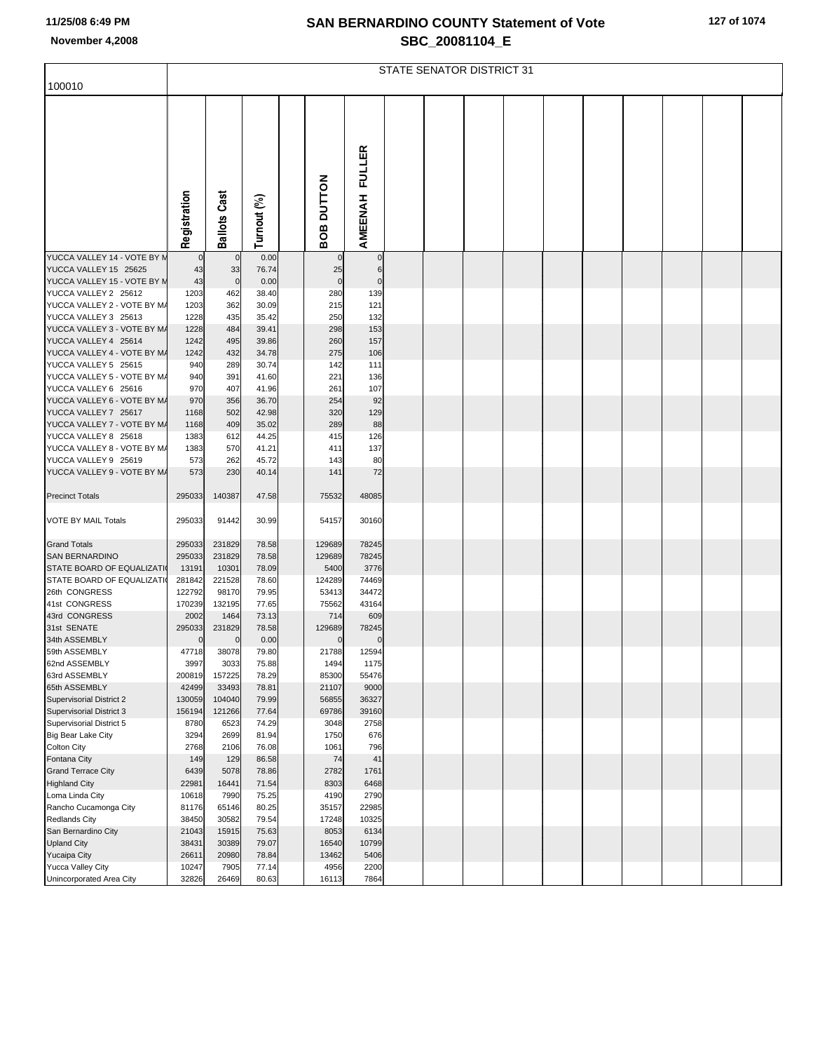# SAN BERNARDINO COUNTY Statement of Vote

## SBC_20081104_E

11/25/08 6:49 PM

November 4,2008

| 100010 | STATE SENATOR DISTRICT 31 | | | | | |
|---|---|---|---|---|---|---|
| | Registration | Ballots Cast | Turnout (%) | | BOB DUTTON | AMEENAH FULLER |
| YUCCA VALLEY 14 - VOTE BY M | 0 | 0 | 0.00 | | 0 | 0 |
| YUCCA VALLEY 15 25625 | 43 | 33 | 76.74 | | 25 | 6 |
| YUCCA VALLEY 15 - VOTE BY M | 43 | 0 | 0.00 | | 0 | 0 |
| YUCCA VALLEY 2 25612 | 1203 | 462 | 38.40 | | 280 | 139 |
| YUCCA VALLEY 2 - VOTE BY MA | 1203 | 362 | 30.09 | | 215 | 121 |
| YUCCA VALLEY 3 25613 | 1228 | 435 | 35.42 | | 250 | 132 |
| YUCCA VALLEY 3 - VOTE BY MA | 1228 | 484 | 39.41 | | 298 | 153 |
| YUCCA VALLEY 4 25614 | 1242 | 495 | 39.86 | | 260 | 157 |
| YUCCA VALLEY 4 - VOTE BY MA | 1242 | 432 | 34.78 | | 275 | 106 |
| YUCCA VALLEY 5 25615 | 940 | 289 | 30.74 | | 142 | 111 |
| YUCCA VALLEY 5 - VOTE BY MA | 940 | 391 | 41.60 | | 221 | 136 |
| YUCCA VALLEY 6 25616 | 970 | 407 | 41.96 | | 261 | 107 |
| YUCCA VALLEY 6 - VOTE BY MA | 970 | 356 | 36.70 | | 254 | 92 |
| YUCCA VALLEY 7 25617 | 1168 | 502 | 42.98 | | 320 | 129 |
| YUCCA VALLEY 7 - VOTE BY MA | 1168 | 409 | 35.02 | | 289 | 88 |
| YUCCA VALLEY 8 25618 | 1383 | 612 | 44.25 | | 415 | 126 |
| YUCCA VALLEY 8 - VOTE BY MA | 1383 | 570 | 41.21 | | 411 | 137 |
| YUCCA VALLEY 9 25619 | 573 | 262 | 45.72 | | 143 | 80 |
| YUCCA VALLEY 9 - VOTE BY MA | 573 | 230 | 40.14 | | 141 | 72 |
| Precinct Totals | 295033 | 140387 | 47.58 | | 75532 | 48085 |
| VOTE BY MAIL Totals | 295033 | 91442 | 30.99 | | 54157 | 30160 |
| Grand Totals | 295033 | 231829 | 78.58 | | 129689 | 78245 |
| SAN BERNARDINO | 295033 | 231829 | 78.58 | | 129689 | 78245 |
| STATE BOARD OF EQUALIZATI | 13191 | 10301 | 78.09 | | 5400 | 3776 |
| STATE BOARD OF EQUALIZATI | 281842 | 221528 | 78.60 | | 124289 | 74469 |
| 26th CONGRESS | 122792 | 98170 | 79.95 | | 53413 | 34472 |
| 41st CONGRESS | 170239 | 132195 | 77.65 | | 75562 | 43164 |
| 43rd CONGRESS | 2002 | 1464 | 73.13 | | 714 | 609 |
| 31st SENATE | 295033 | 231829 | 78.58 | | 129689 | 78245 |
| 34th ASSEMBLY | 0 | 0 | 0.00 | | 0 | 0 |
| 59th ASSEMBLY | 47718 | 38078 | 79.80 | | 21788 | 12594 |
| 62nd ASSEMBLY | 3997 | 3033 | 75.88 | | 1494 | 1175 |
| 63rd ASSEMBLY | 200819 | 157225 | 78.29 | | 85300 | 55476 |
| 65th ASSEMBLY | 42499 | 33493 | 78.81 | | 21107 | 9000 |
| Supervisorial District 2 | 130059 | 104040 | 79.99 | | 56855 | 36327 |
| Supervisorial District 3 | 156194 | 121266 | 77.64 | | 69786 | 39160 |
| Supervisorial District 5 | 8780 | 6523 | 74.29 | | 3048 | 2758 |
| Big Bear Lake City | 3294 | 2699 | 81.94 | | 1750 | 676 |
| Colton City | 2768 | 2106 | 76.08 | | 1061 | 796 |
| Fontana City | 149 | 129 | 86.58 | | 74 | 41 |
| Grand Terrace City | 6439 | 5078 | 78.86 | | 2782 | 1761 |
| Highland City | 22981 | 16441 | 71.54 | | 8303 | 6468 |
| Loma Linda City | 10618 | 7990 | 75.25 | | 4190 | 2790 |
| Rancho Cucamonga City | 81176 | 65146 | 80.25 | | 35157 | 22985 |
| Redlands City | 38450 | 30582 | 79.54 | | 17248 | 10325 |
| San Bernardino City | 21043 | 15915 | 75.63 | | 8053 | 6134 |
| Upland City | 38431 | 30389 | 79.07 | | 16540 | 10799 |
| Yucaipa City | 26611 | 20980 | 78.84 | | 13462 | 5406 |
| Yucca Valley City | 10247 | 7905 | 77.14 | | 4956 | 2200 |
| Unincorporated Area City | 32826 | 26469 | 80.63 | | 16113 | 7864 |